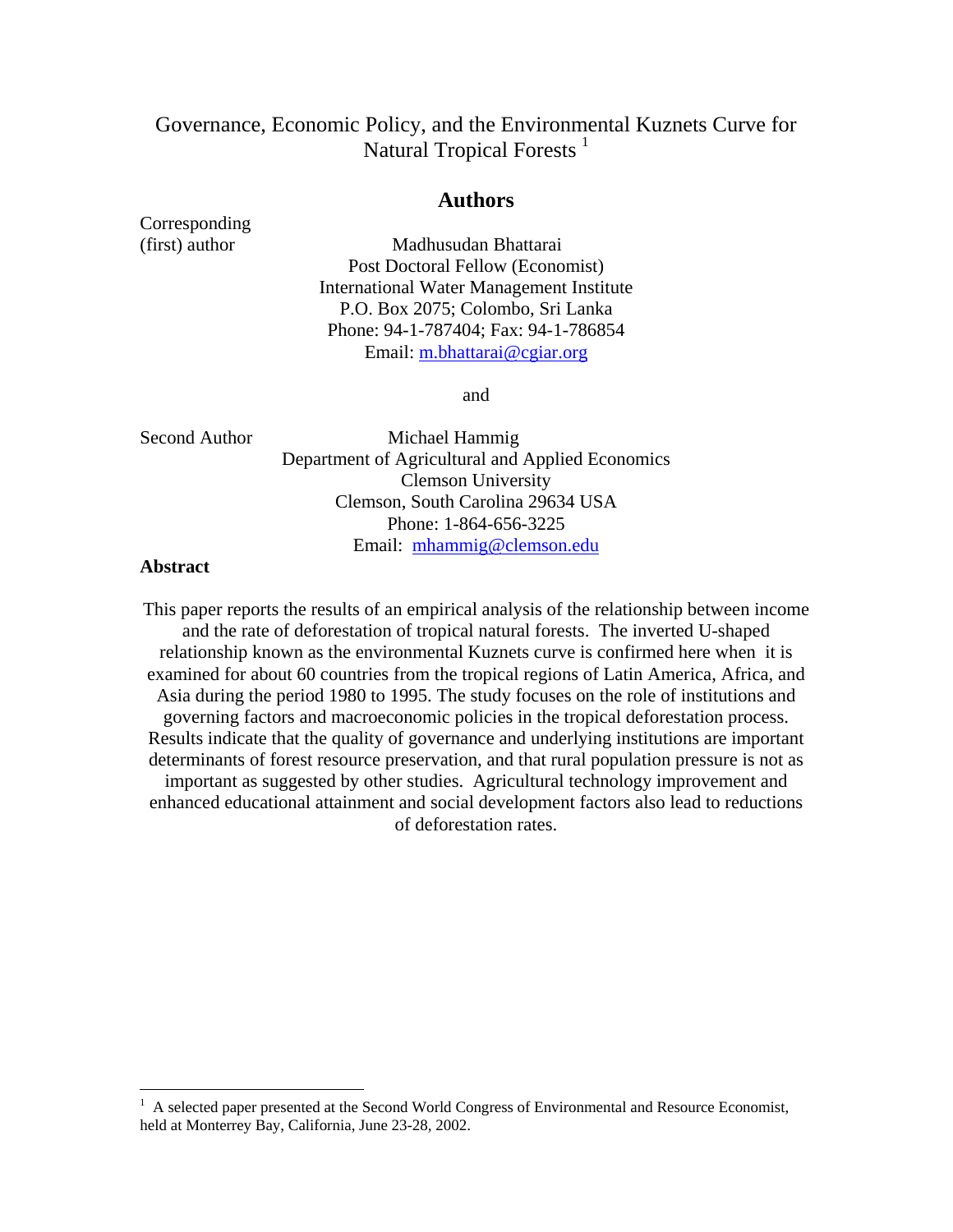# Governance, Economic Policy, and the Environmental Kuznets Curve for Natural Tropical Forests [1]

## Authors

Corresponding (first) author

Madhusudan Bhattarai
Post Doctoral Fellow (Economist)
International Water Management Institute
P.O. Box 2075; Colombo, Sri Lanka
Phone: 94-1-787404; Fax: 94-1-786854
Email: m.bhattarai@cgiar.org

and

Second Author

Michael Hammig
Department of Agricultural and Applied Economics
Clemson University
Clemson, South Carolina 29634 USA
Phone: 1-864-656-3225
Email: mhammig@clemson.edu

**Abstract**

This paper reports the results of an empirical analysis of the relationship between income and the rate of deforestation of tropical natural forests. The inverted U-shaped relationship known as the environmental Kuznets curve is confirmed here when it is examined for about 60 countries from the tropical regions of Latin America, Africa, and Asia during the period 1980 to 1995. The study focuses on the role of institutions and governing factors and macroeconomic policies in the tropical deforestation process. Results indicate that the quality of governance and underlying institutions are important determinants of forest resource preservation, and that rural population pressure is not as important as suggested by other studies. Agricultural technology improvement and enhanced educational attainment and social development factors also lead to reductions of deforestation rates.

---

[1] A selected paper presented at the Second World Congress of Environmental and Resource Economist, held at Monterey Bay, California, June 23-28, 2002.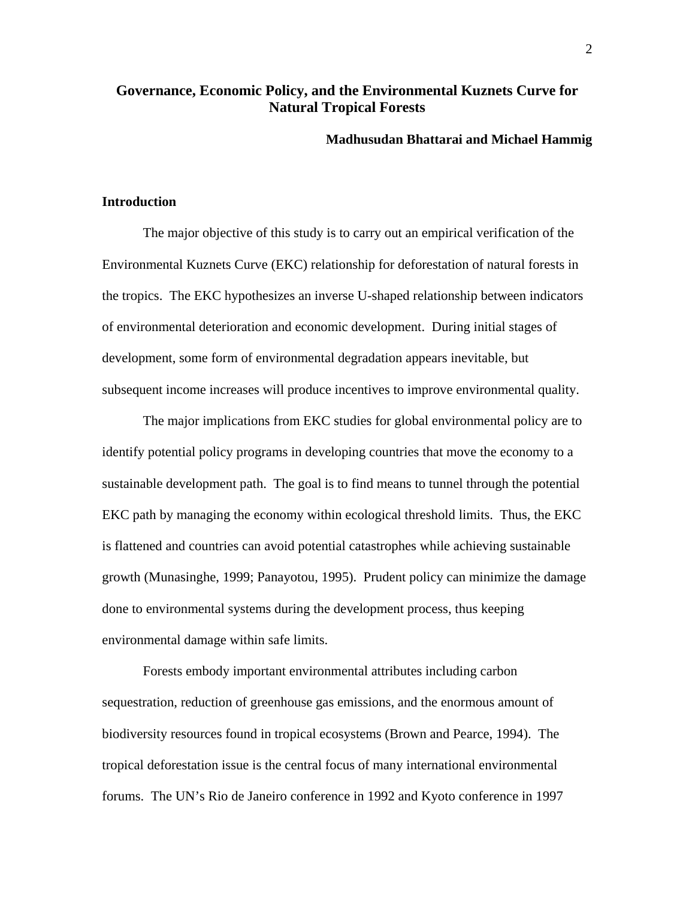# Governance, Economic Policy, and the Environmental Kuznets Curve for Natural Tropical Forests

**Madhusudan Bhattarai and Michael Hammig**

## Introduction

The major objective of this study is to carry out an empirical verification of the Environmental Kuznets Curve (EKC) relationship for deforestation of natural forests in the tropics. The EKC hypothesizes an inverse U-shaped relationship between indicators of environmental deterioration and economic development. During initial stages of development, some form of environmental degradation appears inevitable, but subsequent income increases will produce incentives to improve environmental quality.

The major implications from EKC studies for global environmental policy are to identify potential policy programs in developing countries that move the economy to a sustainable development path. The goal is to find means to tunnel through the potential EKC path by managing the economy within ecological threshold limits. Thus, the EKC is flattened and countries can avoid potential catastrophes while achieving sustainable growth (Munasinghe, 1999; Panayotou, 1995). Prudent policy can minimize the damage done to environmental systems during the development process, thus keeping environmental damage within safe limits.

Forests embody important environmental attributes including carbon sequestration, reduction of greenhouse gas emissions, and the enormous amount of biodiversity resources found in tropical ecosystems (Brown and Pearce, 1994). The tropical deforestation issue is the central focus of many international environmental forums. The UN's Rio de Janeiro conference in 1992 and Kyoto conference in 1997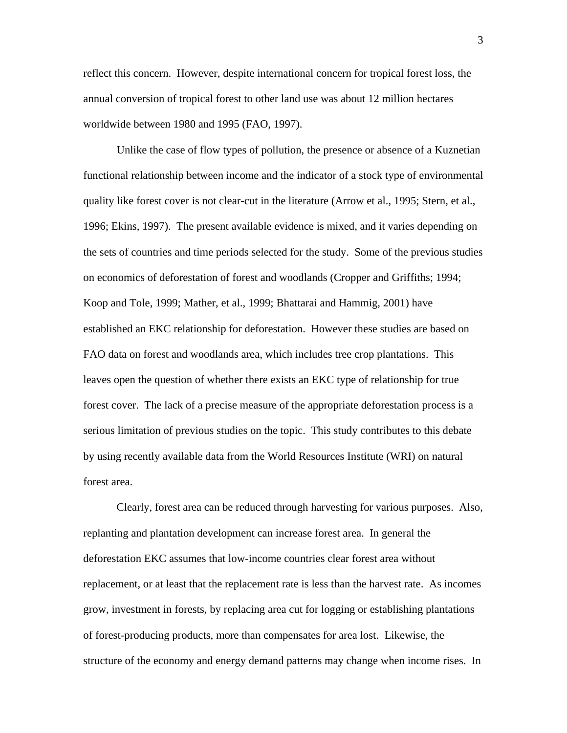reflect this concern. However, despite international concern for tropical forest loss, the annual conversion of tropical forest to other land use was about 12 million hectares worldwide between 1980 and 1995 (FAO, 1997).

Unlike the case of flow types of pollution, the presence or absence of a Kuznetian functional relationship between income and the indicator of a stock type of environmental quality like forest cover is not clear-cut in the literature (Arrow et al., 1995; Stern, et al., 1996; Ekins, 1997). The present available evidence is mixed, and it varies depending on the sets of countries and time periods selected for the study. Some of the previous studies on economics of deforestation of forest and woodlands (Cropper and Griffiths; 1994; Koop and Tole, 1999; Mather, et al., 1999; Bhattarai and Hammig, 2001) have established an EKC relationship for deforestation. However these studies are based on FAO data on forest and woodlands area, which includes tree crop plantations. This leaves open the question of whether there exists an EKC type of relationship for true forest cover. The lack of a precise measure of the appropriate deforestation process is a serious limitation of previous studies on the topic. This study contributes to this debate by using recently available data from the World Resources Institute (WRI) on natural forest area.

Clearly, forest area can be reduced through harvesting for various purposes. Also, replanting and plantation development can increase forest area. In general the deforestation EKC assumes that low-income countries clear forest area without replacement, or at least that the replacement rate is less than the harvest rate. As incomes grow, investment in forests, by replacing area cut for logging or establishing plantations of forest-producing products, more than compensates for area lost. Likewise, the structure of the economy and energy demand patterns may change when income rises. In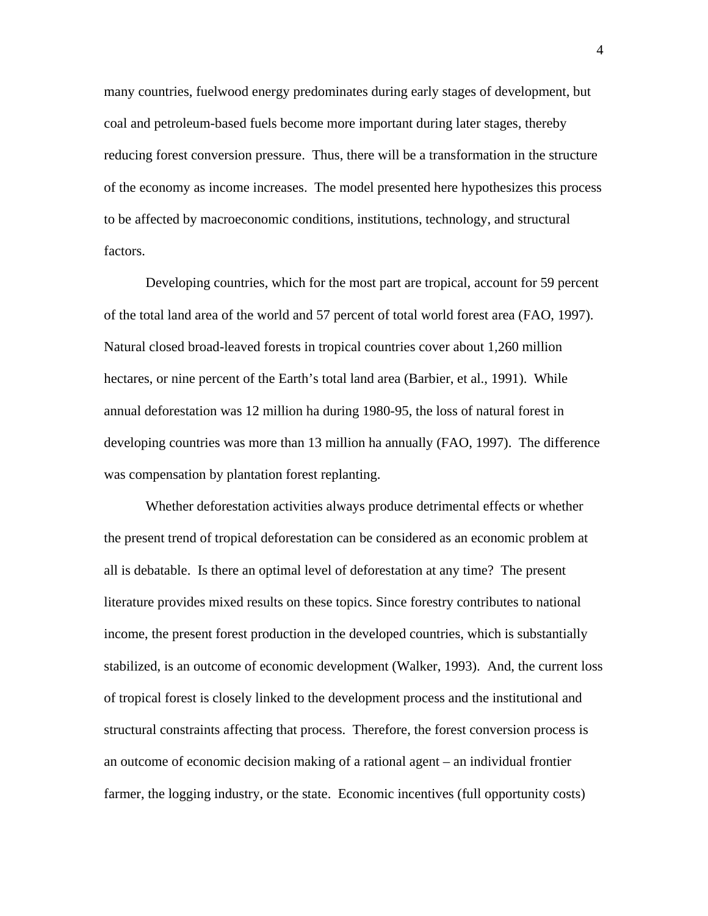many countries, fuelwood energy predominates during early stages of development, but coal and petroleum-based fuels become more important during later stages, thereby reducing forest conversion pressure. Thus, there will be a transformation in the structure of the economy as income increases. The model presented here hypothesizes this process to be affected by macroeconomic conditions, institutions, technology, and structural factors.

Developing countries, which for the most part are tropical, account for 59 percent of the total land area of the world and 57 percent of total world forest area (FAO, 1997). Natural closed broad-leaved forests in tropical countries cover about 1,260 million hectares, or nine percent of the Earth's total land area (Barbier, et al., 1991). While annual deforestation was 12 million ha during 1980-95, the loss of natural forest in developing countries was more than 13 million ha annually (FAO, 1997). The difference was compensation by plantation forest replanting.

Whether deforestation activities always produce detrimental effects or whether the present trend of tropical deforestation can be considered as an economic problem at all is debatable. Is there an optimal level of deforestation at any time? The present literature provides mixed results on these topics. Since forestry contributes to national income, the present forest production in the developed countries, which is substantially stabilized, is an outcome of economic development (Walker, 1993). And, the current loss of tropical forest is closely linked to the development process and the institutional and structural constraints affecting that process. Therefore, the forest conversion process is an outcome of economic decision making of a rational agent – an individual frontier farmer, the logging industry, or the state. Economic incentives (full opportunity costs)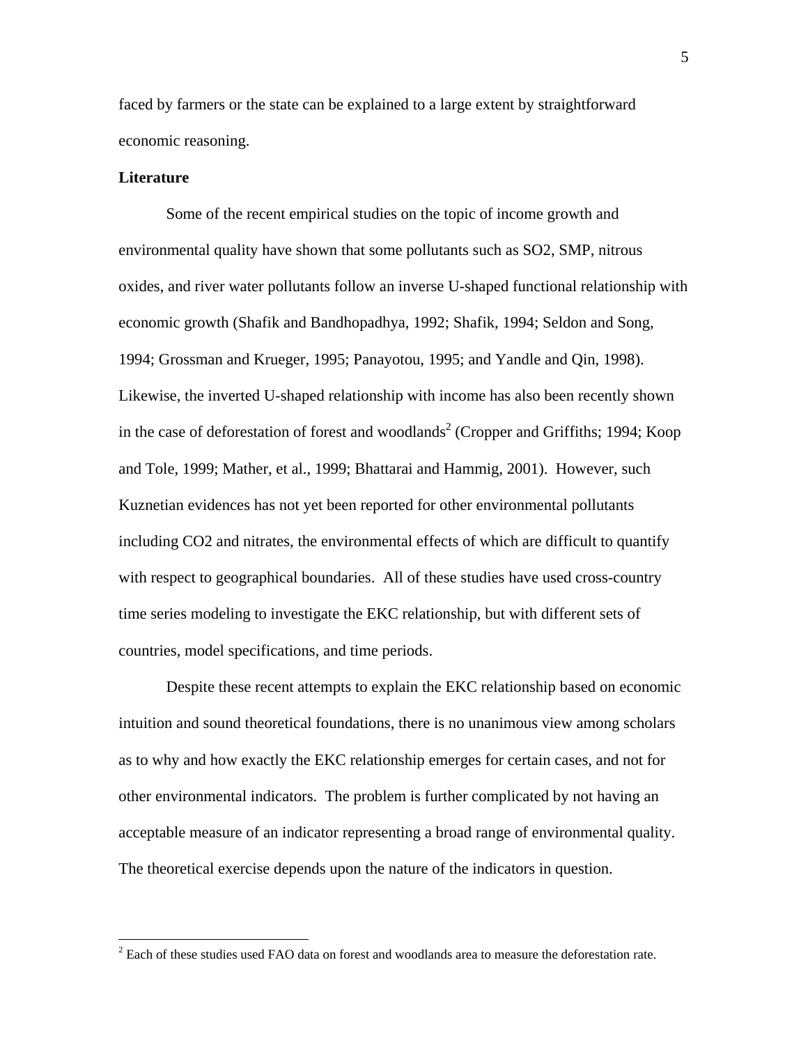faced by farmers or the state can be explained to a large extent by straightforward economic reasoning.

**Literature**

Some of the recent empirical studies on the topic of income growth and environmental quality have shown that some pollutants such as SO2, SMP, nitrous oxides, and river water pollutants follow an inverse U-shaped functional relationship with economic growth (Shafik and Bandhopadhya, 1992; Shafik, 1994; Seldon and Song, 1994; Grossman and Krueger, 1995; Panayotou, 1995; and Yandle and Qin, 1998). Likewise, the inverted U-shaped relationship with income has also been recently shown in the case of deforestation of forest and woodlands[2] (Cropper and Griffiths; 1994; Koop and Tole, 1999; Mather, et al., 1999; Bhattarai and Hammig, 2001). However, such Kuznetian evidences has not yet been reported for other environmental pollutants including CO2 and nitrates, the environmental effects of which are difficult to quantify with respect to geographical boundaries. All of these studies have used cross-country time series modeling to investigate the EKC relationship, but with different sets of countries, model specifications, and time periods.

Despite these recent attempts to explain the EKC relationship based on economic intuition and sound theoretical foundations, there is no unanimous view among scholars as to why and how exactly the EKC relationship emerges for certain cases, and not for other environmental indicators. The problem is further complicated by not having an acceptable measure of an indicator representing a broad range of environmental quality. The theoretical exercise depends upon the nature of the indicators in question.

[2] Each of these studies used FAO data on forest and woodlands area to measure the deforestation rate.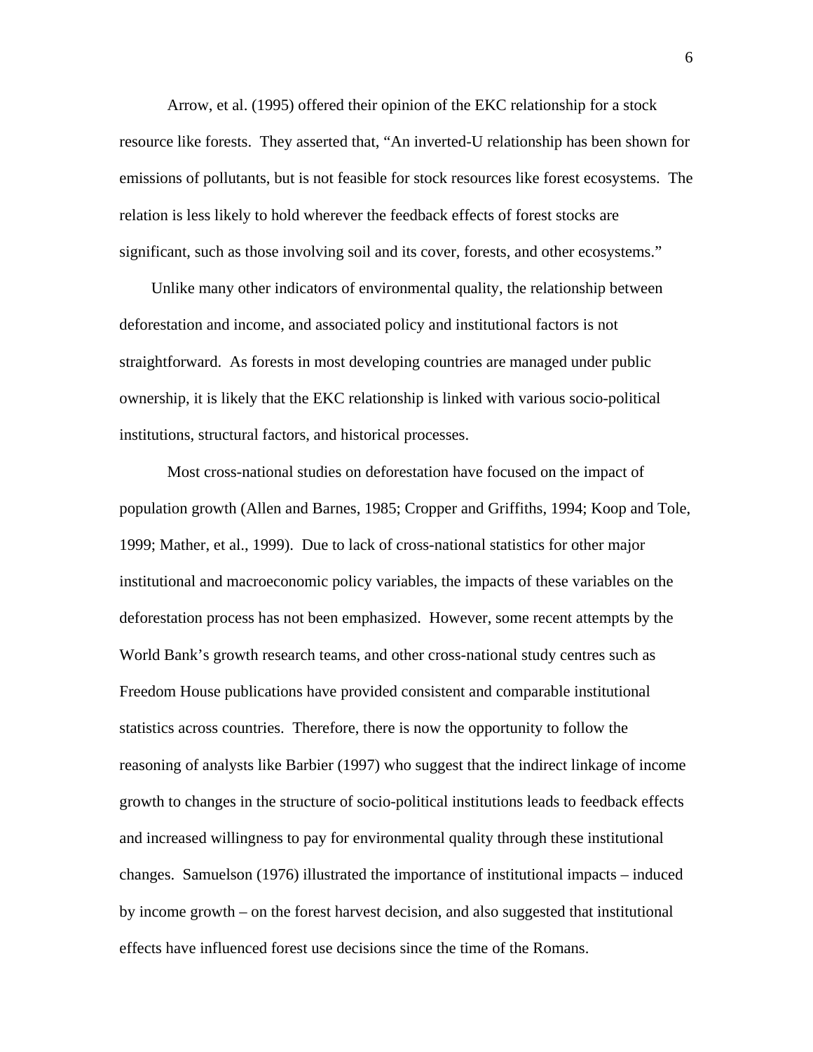Arrow, et al. (1995) offered their opinion of the EKC relationship for a stock resource like forests. They asserted that, "An inverted-U relationship has been shown for emissions of pollutants, but is not feasible for stock resources like forest ecosystems. The relation is less likely to hold wherever the feedback effects of forest stocks are significant, such as those involving soil and its cover, forests, and other ecosystems."

Unlike many other indicators of environmental quality, the relationship between deforestation and income, and associated policy and institutional factors is not straightforward. As forests in most developing countries are managed under public ownership, it is likely that the EKC relationship is linked with various socio-political institutions, structural factors, and historical processes.

Most cross-national studies on deforestation have focused on the impact of population growth (Allen and Barnes, 1985; Cropper and Griffiths, 1994; Koop and Tole, 1999; Mather, et al., 1999). Due to lack of cross-national statistics for other major institutional and macroeconomic policy variables, the impacts of these variables on the deforestation process has not been emphasized. However, some recent attempts by the World Bank's growth research teams, and other cross-national study centres such as Freedom House publications have provided consistent and comparable institutional statistics across countries. Therefore, there is now the opportunity to follow the reasoning of analysts like Barbier (1997) who suggest that the indirect linkage of income growth to changes in the structure of socio-political institutions leads to feedback effects and increased willingness to pay for environmental quality through these institutional changes. Samuelson (1976) illustrated the importance of institutional impacts – induced by income growth – on the forest harvest decision, and also suggested that institutional effects have influenced forest use decisions since the time of the Romans.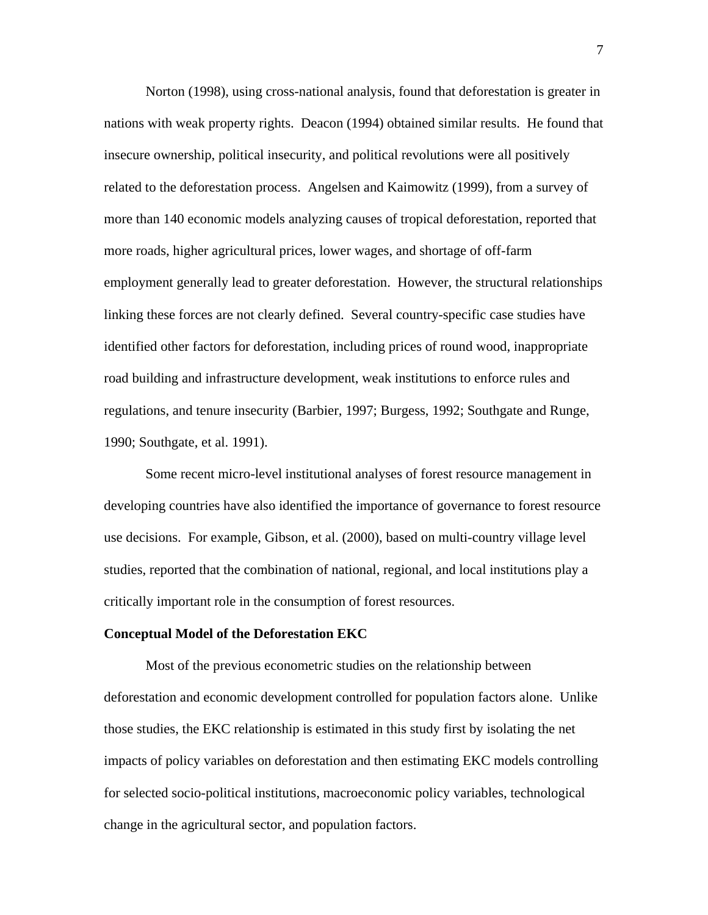Norton (1998), using cross-national analysis, found that deforestation is greater in nations with weak property rights. Deacon (1994) obtained similar results. He found that insecure ownership, political insecurity, and political revolutions were all positively related to the deforestation process. Angelsen and Kaimowitz (1999), from a survey of more than 140 economic models analyzing causes of tropical deforestation, reported that more roads, higher agricultural prices, lower wages, and shortage of off-farm employment generally lead to greater deforestation. However, the structural relationships linking these forces are not clearly defined. Several country-specific case studies have identified other factors for deforestation, including prices of round wood, inappropriate road building and infrastructure development, weak institutions to enforce rules and regulations, and tenure insecurity (Barbier, 1997; Burgess, 1992; Southgate and Runge, 1990; Southgate, et al. 1991).

Some recent micro-level institutional analyses of forest resource management in developing countries have also identified the importance of governance to forest resource use decisions. For example, Gibson, et al. (2000), based on multi-country village level studies, reported that the combination of national, regional, and local institutions play a critically important role in the consumption of forest resources.

**Conceptual Model of the Deforestation EKC**

Most of the previous econometric studies on the relationship between deforestation and economic development controlled for population factors alone. Unlike those studies, the EKC relationship is estimated in this study first by isolating the net impacts of policy variables on deforestation and then estimating EKC models controlling for selected socio-political institutions, macroeconomic policy variables, technological change in the agricultural sector, and population factors.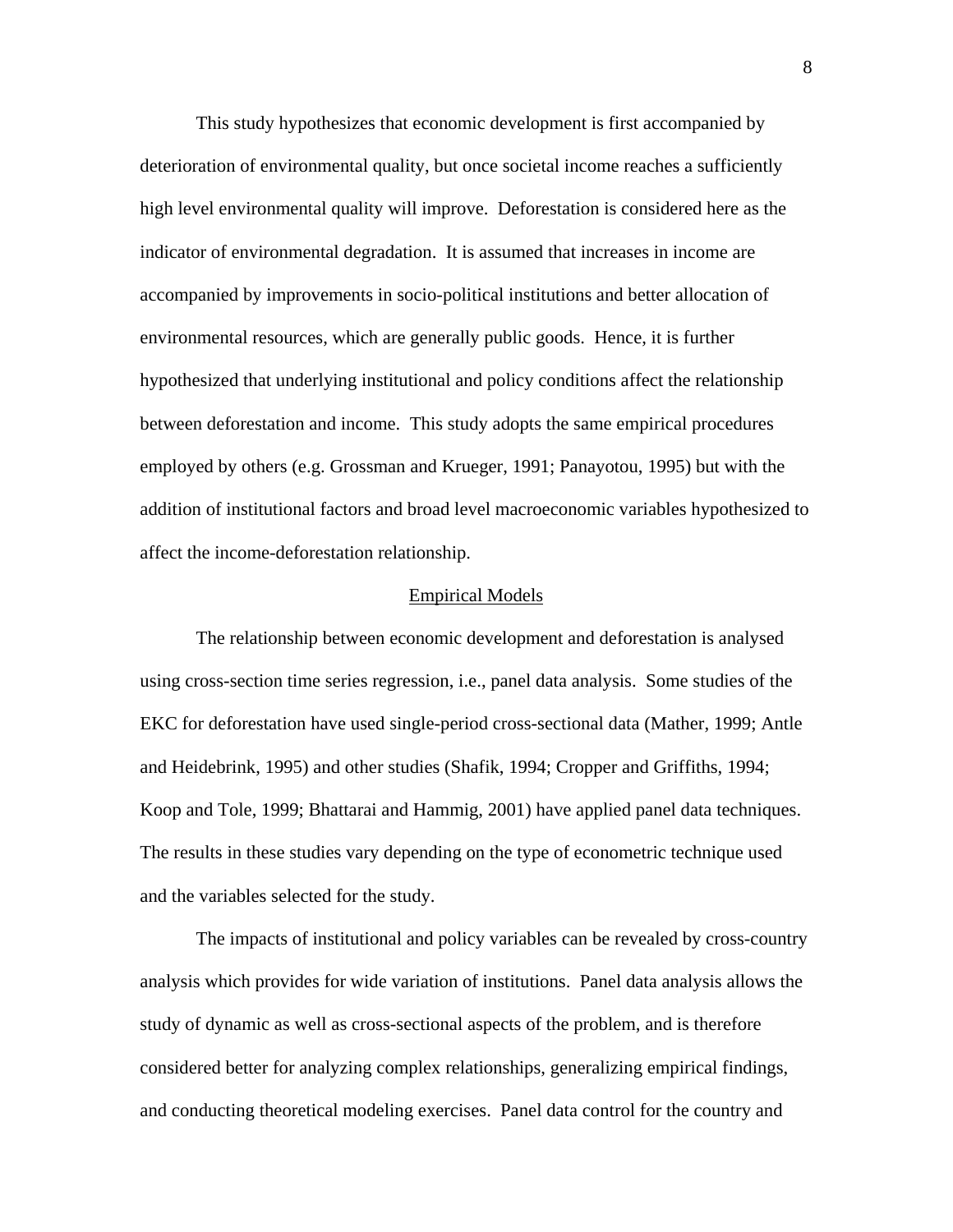This study hypothesizes that economic development is first accompanied by deterioration of environmental quality, but once societal income reaches a sufficiently high level environmental quality will improve. Deforestation is considered here as the indicator of environmental degradation. It is assumed that increases in income are accompanied by improvements in socio-political institutions and better allocation of environmental resources, which are generally public goods. Hence, it is further hypothesized that underlying institutional and policy conditions affect the relationship between deforestation and income. This study adopts the same empirical procedures employed by others (e.g. Grossman and Krueger, 1991; Panayotou, 1995) but with the addition of institutional factors and broad level macroeconomic variables hypothesized to affect the income-deforestation relationship.

## Empirical Models

The relationship between economic development and deforestation is analysed using cross-section time series regression, i.e., panel data analysis. Some studies of the EKC for deforestation have used single-period cross-sectional data (Mather, 1999; Antle and Heidebrink, 1995) and other studies (Shafik, 1994; Cropper and Griffiths, 1994; Koop and Tole, 1999; Bhattarai and Hammig, 2001) have applied panel data techniques. The results in these studies vary depending on the type of econometric technique used and the variables selected for the study.

The impacts of institutional and policy variables can be revealed by cross-country analysis which provides for wide variation of institutions. Panel data analysis allows the study of dynamic as well as cross-sectional aspects of the problem, and is therefore considered better for analyzing complex relationships, generalizing empirical findings, and conducting theoretical modeling exercises. Panel data control for the country and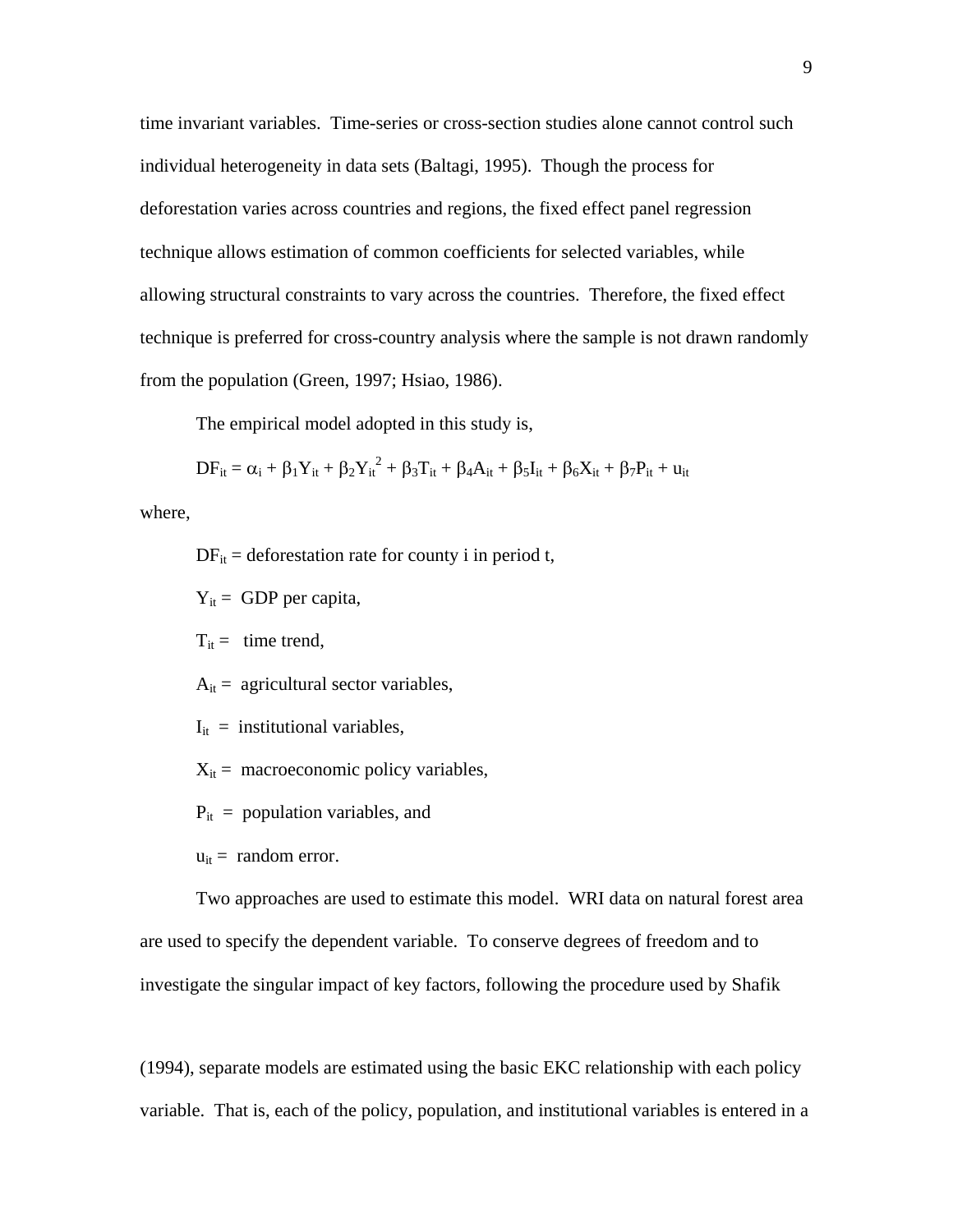time invariant variables. Time-series or cross-section studies alone cannot control such individual heterogeneity in data sets (Baltagi, 1995). Though the process for deforestation varies across countries and regions, the fixed effect panel regression technique allows estimation of common coefficients for selected variables, while allowing structural constraints to vary across the countries. Therefore, the fixed effect technique is preferred for cross-country analysis where the sample is not drawn randomly from the population (Green, 1997; Hsiao, 1986).

The empirical model adopted in this study is,

$$DF_{it} = \alpha_i + \beta_1 Y_{it} + \beta_2 Y_{it}^2 + \beta_3 T_{it} + \beta_4 A_{it} + \beta_5 I_{it} + \beta_6 X_{it} + \beta_7 P_{it} + u_{it}$$

where,

$DF_{it}$ = deforestation rate for county i in period t,

$Y_{it}$ = GDP per capita,

$T_{it}$ = time trend,

$A_{it}$ = agricultural sector variables,

$I_{it}$ = institutional variables,

$X_{it}$ = macroeconomic policy variables,

$P_{it}$ = population variables, and

$u_{it}$ = random error.

Two approaches are used to estimate this model. WRI data on natural forest area are used to specify the dependent variable. To conserve degrees of freedom and to investigate the singular impact of key factors, following the procedure used by Shafik (1994), separate models are estimated using the basic EKC relationship with each policy variable. That is, each of the policy, population, and institutional variables is entered in a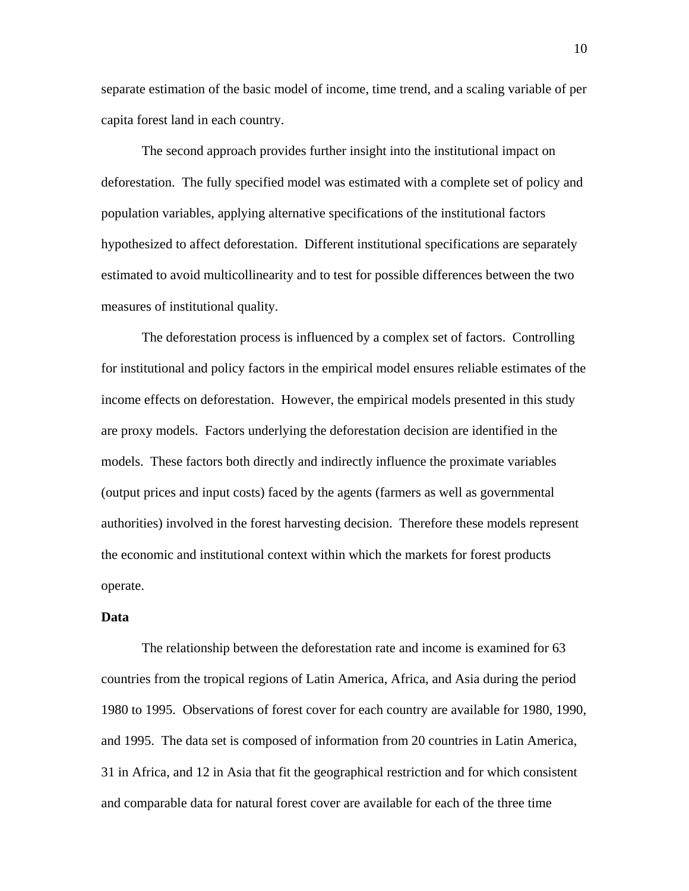separate estimation of the basic model of income, time trend, and a scaling variable of per capita forest land in each country.

The second approach provides further insight into the institutional impact on deforestation. The fully specified model was estimated with a complete set of policy and population variables, applying alternative specifications of the institutional factors hypothesized to affect deforestation. Different institutional specifications are separately estimated to avoid multicollinearity and to test for possible differences between the two measures of institutional quality.

The deforestation process is influenced by a complex set of factors. Controlling for institutional and policy factors in the empirical model ensures reliable estimates of the income effects on deforestation. However, the empirical models presented in this study are proxy models. Factors underlying the deforestation decision are identified in the models. These factors both directly and indirectly influence the proximate variables (output prices and input costs) faced by the agents (farmers as well as governmental authorities) involved in the forest harvesting decision. Therefore these models represent the economic and institutional context within which the markets for forest products operate.

**Data**

The relationship between the deforestation rate and income is examined for 63 countries from the tropical regions of Latin America, Africa, and Asia during the period 1980 to 1995. Observations of forest cover for each country are available for 1980, 1990, and 1995. The data set is composed of information from 20 countries in Latin America, 31 in Africa, and 12 in Asia that fit the geographical restriction and for which consistent and comparable data for natural forest cover are available for each of the three time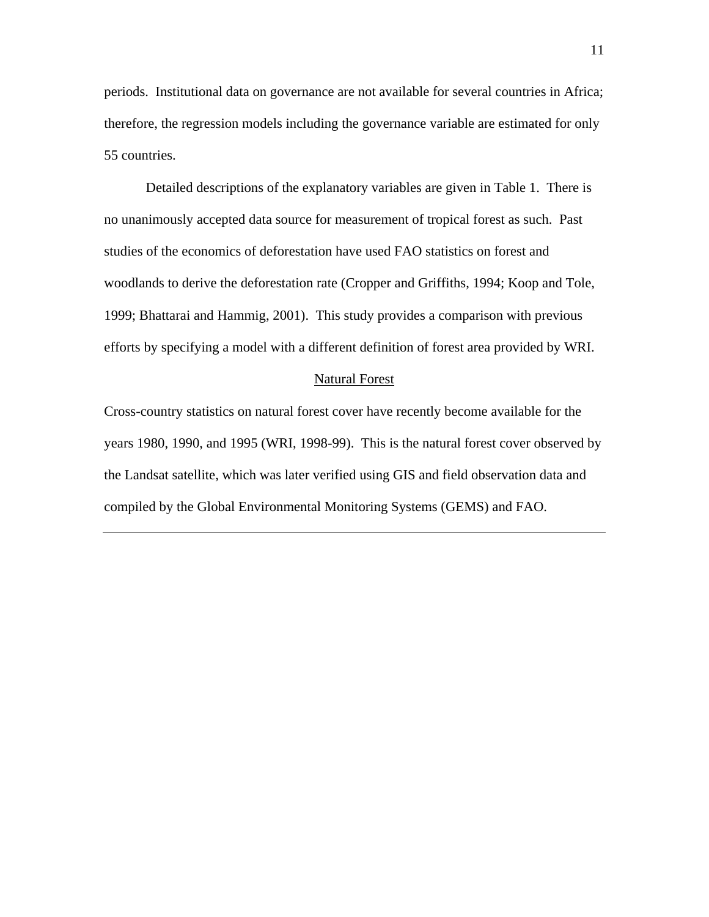periods. Institutional data on governance are not available for several countries in Africa; therefore, the regression models including the governance variable are estimated for only 55 countries.

Detailed descriptions of the explanatory variables are given in Table 1. There is no unanimously accepted data source for measurement of tropical forest as such. Past studies of the economics of deforestation have used FAO statistics on forest and woodlands to derive the deforestation rate (Cropper and Griffiths, 1994; Koop and Tole, 1999; Bhattarai and Hammig, 2001). This study provides a comparison with previous efforts by specifying a model with a different definition of forest area provided by WRI.

### Natural Forest

Cross-country statistics on natural forest cover have recently become available for the years 1980, 1990, and 1995 (WRI, 1998-99). This is the natural forest cover observed by the Landsat satellite, which was later verified using GIS and field observation data and compiled by the Global Environmental Monitoring Systems (GEMS) and FAO.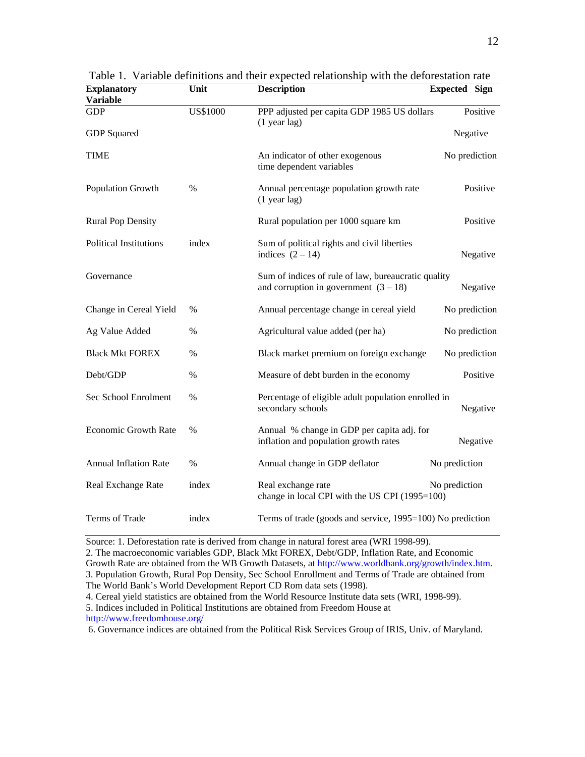Table 1. Variable definitions and their expected relationship with the deforestation rate

| Explanatory Variable | Unit | Description | Expected Sign |
|---|---|---|---|
| GDP | US$1000 | PPP adjusted per capita GDP 1985 US dollars (1 year lag) | Positive |
| GDP Squared | | | Negative |
| TIME | | An indicator of other exogenous time dependent variables | No prediction |
| Population Growth | % | Annual percentage population growth rate (1 year lag) | Positive |
| Rural Pop Density | | Rural population per 1000 square km | Positive |
| Political Institutions | index | Sum of political rights and civil liberties indices (2 – 14) | Negative |
| Governance | | Sum of indices of rule of law, bureaucratic quality and corruption in government (3 – 18) | Negative |
| Change in Cereal Yield | % | Annual percentage change in cereal yield | No prediction |
| Ag Value Added | % | Agricultural value added (per ha) | No prediction |
| Black Mkt FOREX | % | Black market premium on foreign exchange | No prediction |
| Debt/GDP | % | Measure of debt burden in the economy | Positive |
| Sec School Enrolment | % | Percentage of eligible adult population enrolled in secondary schools | Negative |
| Economic Growth Rate | % | Annual % change in GDP per capita adj. for inflation and population growth rates | Negative |
| Annual Inflation Rate | % | Annual change in GDP deflator | No prediction |
| Real Exchange Rate | index | Real exchange rate change in local CPI with the US CPI (1995=100) | No prediction |
| Terms of Trade | index | Terms of trade (goods and service, 1995=100) | No prediction |

Source: 1. Deforestation rate is derived from change in natural forest area (WRI 1998-99).
2. The macroeconomic variables GDP, Black Mkt FOREX, Debt/GDP, Inflation Rate, and Economic Growth Rate are obtained from the WB Growth Datasets, at http://www.worldbank.org/growth/index.htm.
3. Population Growth, Rural Pop Density, Sec School Enrollment and Terms of Trade are obtained from The World Bank's World Development Report CD Rom data sets (1998).
4. Cereal yield statistics are obtained from the World Resource Institute data sets (WRI, 1998-99).
5. Indices included in Political Institutions are obtained from Freedom House at http://www.freedomhouse.org/
6. Governance indices are obtained from the Political Risk Services Group of IRIS, Univ. of Maryland.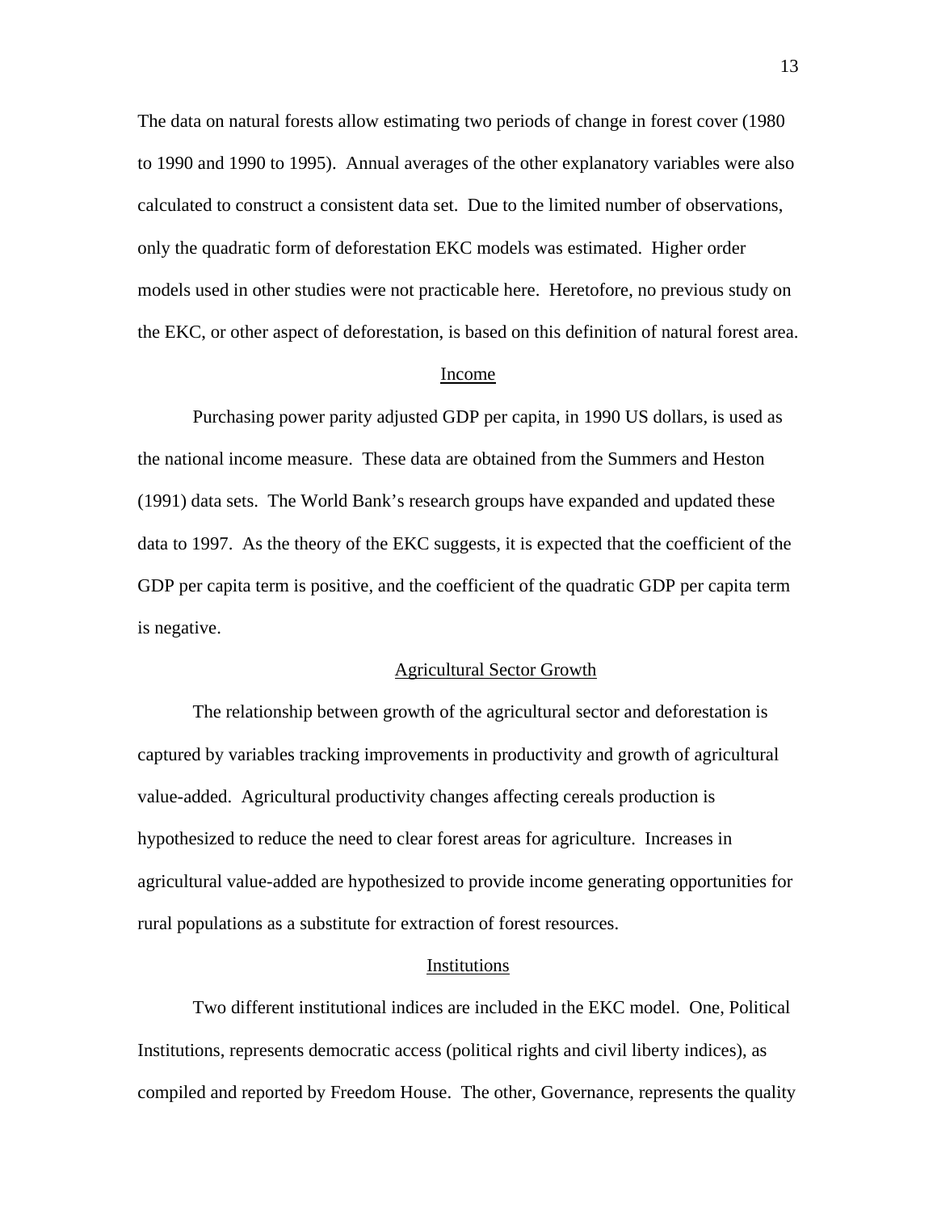The data on natural forests allow estimating two periods of change in forest cover (1980 to 1990 and 1990 to 1995). Annual averages of the other explanatory variables were also calculated to construct a consistent data set. Due to the limited number of observations, only the quadratic form of deforestation EKC models was estimated. Higher order models used in other studies were not practicable here. Heretofore, no previous study on the EKC, or other aspect of deforestation, is based on this definition of natural forest area.

## Income

Purchasing power parity adjusted GDP per capita, in 1990 US dollars, is used as the national income measure. These data are obtained from the Summers and Heston (1991) data sets. The World Bank's research groups have expanded and updated these data to 1997. As the theory of the EKC suggests, it is expected that the coefficient of the GDP per capita term is positive, and the coefficient of the quadratic GDP per capita term is negative.

## Agricultural Sector Growth

The relationship between growth of the agricultural sector and deforestation is captured by variables tracking improvements in productivity and growth of agricultural value-added. Agricultural productivity changes affecting cereals production is hypothesized to reduce the need to clear forest areas for agriculture. Increases in agricultural value-added are hypothesized to provide income generating opportunities for rural populations as a substitute for extraction of forest resources.

## Institutions

Two different institutional indices are included in the EKC model. One, Political Institutions, represents democratic access (political rights and civil liberty indices), as compiled and reported by Freedom House. The other, Governance, represents the quality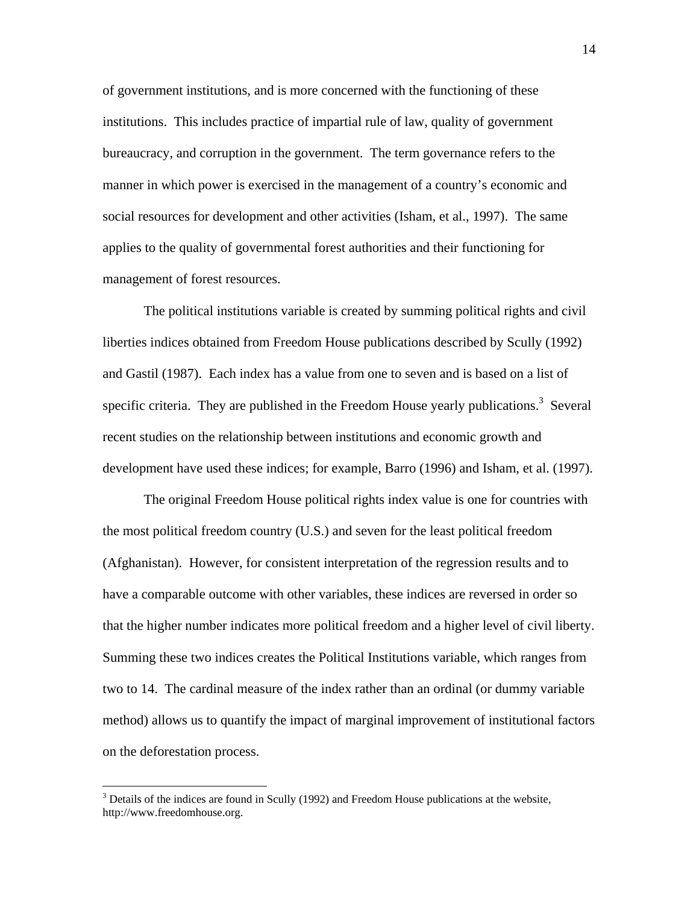of government institutions, and is more concerned with the functioning of these institutions. This includes practice of impartial rule of law, quality of government bureaucracy, and corruption in the government. The term governance refers to the manner in which power is exercised in the management of a country's economic and social resources for development and other activities (Isham, et al., 1997). The same applies to the quality of governmental forest authorities and their functioning for management of forest resources.

The political institutions variable is created by summing political rights and civil liberties indices obtained from Freedom House publications described by Scully (1992) and Gastil (1987). Each index has a value from one to seven and is based on a list of specific criteria. They are published in the Freedom House yearly publications.[3] Several recent studies on the relationship between institutions and economic growth and development have used these indices; for example, Barro (1996) and Isham, et al. (1997).

The original Freedom House political rights index value is one for countries with the most political freedom country (U.S.) and seven for the least political freedom (Afghanistan). However, for consistent interpretation of the regression results and to have a comparable outcome with other variables, these indices are reversed in order so that the higher number indicates more political freedom and a higher level of civil liberty. Summing these two indices creates the Political Institutions variable, which ranges from two to 14. The cardinal measure of the index rather than an ordinal (or dummy variable method) allows us to quantify the impact of marginal improvement of institutional factors on the deforestation process.

---

[3] Details of the indices are found in Scully (1992) and Freedom House publications at the website, http://www.freedomhouse.org.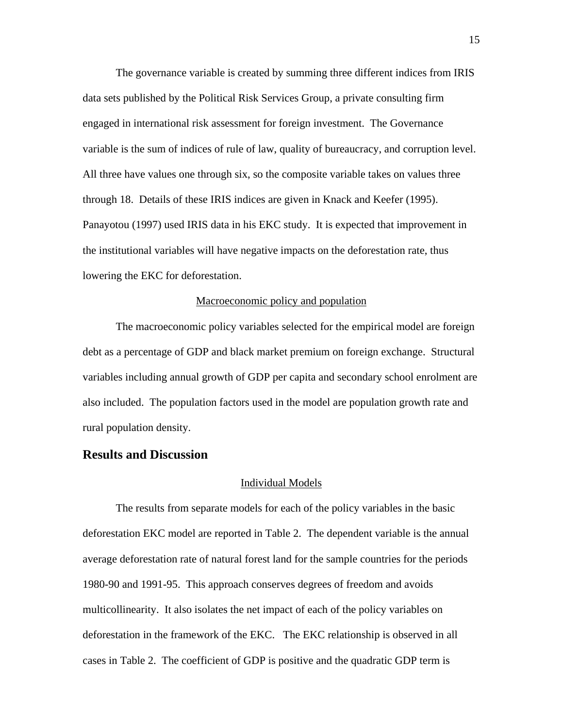The governance variable is created by summing three different indices from IRIS data sets published by the Political Risk Services Group, a private consulting firm engaged in international risk assessment for foreign investment. The Governance variable is the sum of indices of rule of law, quality of bureaucracy, and corruption level. All three have values one through six, so the composite variable takes on values three through 18. Details of these IRIS indices are given in Knack and Keefer (1995). Panayotou (1997) used IRIS data in his EKC study. It is expected that improvement in the institutional variables will have negative impacts on the deforestation rate, thus lowering the EKC for deforestation.

### Macroeconomic policy and population

The macroeconomic policy variables selected for the empirical model are foreign debt as a percentage of GDP and black market premium on foreign exchange. Structural variables including annual growth of GDP per capita and secondary school enrolment are also included. The population factors used in the model are population growth rate and rural population density.

## Results and Discussion

### Individual Models

The results from separate models for each of the policy variables in the basic deforestation EKC model are reported in Table 2. The dependent variable is the annual average deforestation rate of natural forest land for the sample countries for the periods 1980-90 and 1991-95. This approach conserves degrees of freedom and avoids multicollinearity. It also isolates the net impact of each of the policy variables on deforestation in the framework of the EKC. The EKC relationship is observed in all cases in Table 2. The coefficient of GDP is positive and the quadratic GDP term is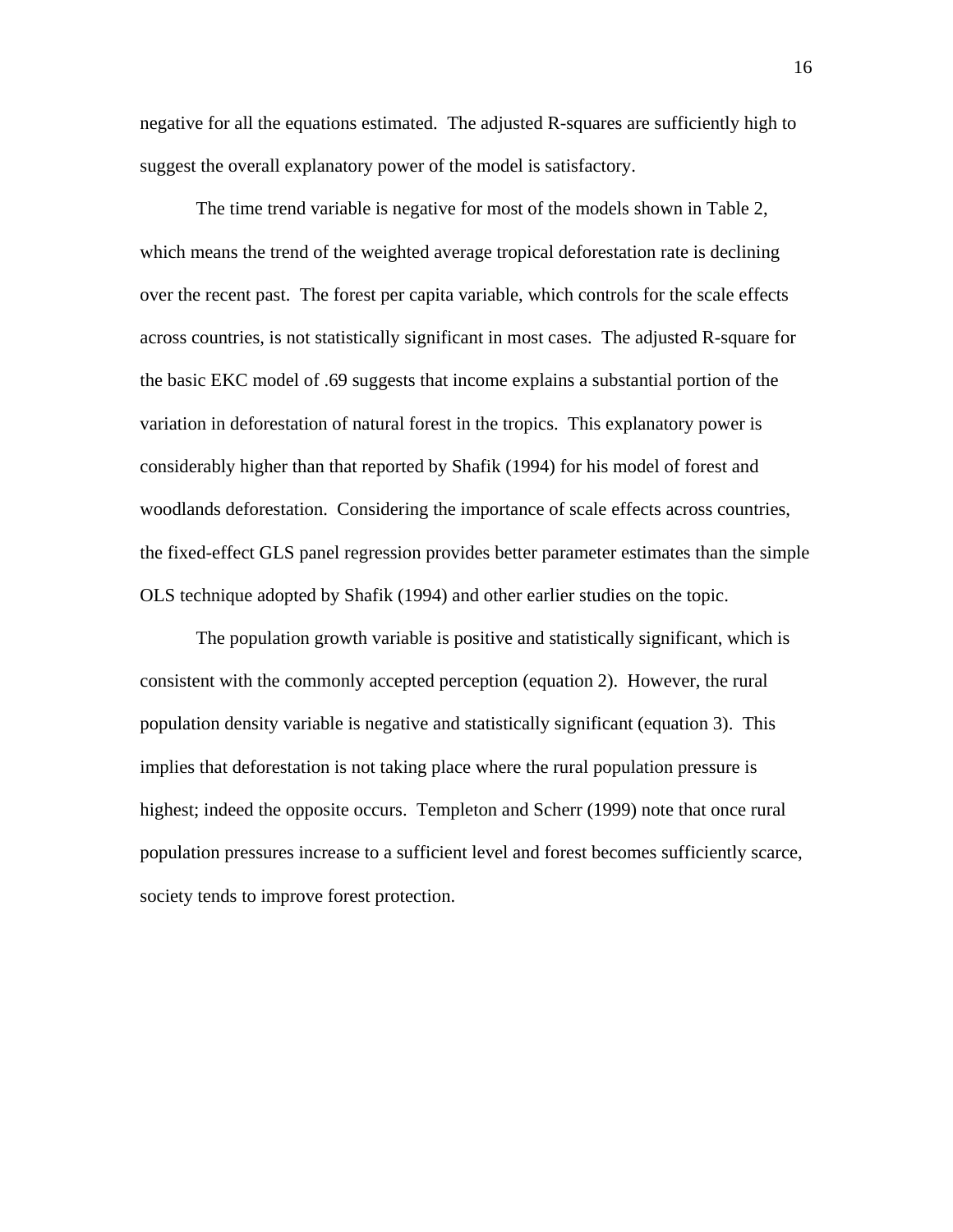negative for all the equations estimated. The adjusted R-squares are sufficiently high to suggest the overall explanatory power of the model is satisfactory.

The time trend variable is negative for most of the models shown in Table 2, which means the trend of the weighted average tropical deforestation rate is declining over the recent past. The forest per capita variable, which controls for the scale effects across countries, is not statistically significant in most cases. The adjusted R-square for the basic EKC model of .69 suggests that income explains a substantial portion of the variation in deforestation of natural forest in the tropics. This explanatory power is considerably higher than that reported by Shafik (1994) for his model of forest and woodlands deforestation. Considering the importance of scale effects across countries, the fixed-effect GLS panel regression provides better parameter estimates than the simple OLS technique adopted by Shafik (1994) and other earlier studies on the topic.

The population growth variable is positive and statistically significant, which is consistent with the commonly accepted perception (equation 2). However, the rural population density variable is negative and statistically significant (equation 3). This implies that deforestation is not taking place where the rural population pressure is highest; indeed the opposite occurs. Templeton and Scherr (1999) note that once rural population pressures increase to a sufficient level and forest becomes sufficiently scarce, society tends to improve forest protection.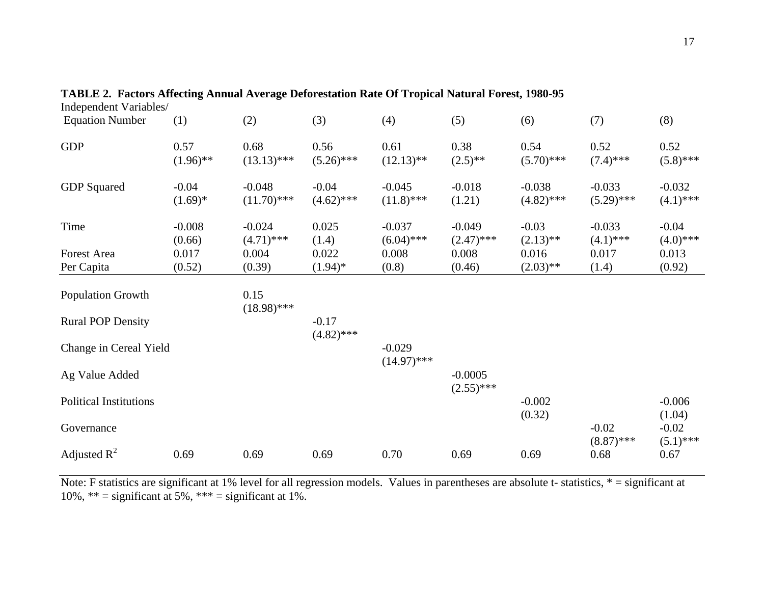**TABLE 2. Factors Affecting Annual Average Deforestation Rate Of Tropical Natural Forest, 1980-95**

| Independent Variables/ Equation Number | (1) | (2) | (3) | (4) | (5) | (6) | (7) | (8) |
|---|---|---|---|---|---|---|---|---|
| GDP | 0.57 (1.96)** | 0.68 (13.13)*** | 0.56 (5.26)*** | 0.61 (12.13)** | 0.38 (2.5)** | 0.54 (5.70)*** | 0.52 (7.4)*** | 0.52 (5.8)*** |
| GDP Squared | -0.04 (1.69)* | -0.048 (11.70)*** | -0.04 (4.62)*** | -0.045 (11.8)*** | -0.018 (1.21) | -0.038 (4.82)*** | -0.033 (5.29)*** | -0.032 (4.1)*** |
| Time | -0.008 (0.66) | -0.024 (4.71)*** | 0.025 (1.4) | -0.037 (6.04)*** | -0.049 (2.47)*** | -0.03 (2.13)** | -0.033 (4.1)*** | -0.04 (4.0)*** |
| Forest Area Per Capita | 0.017 (0.52) | 0.004 (0.39) | 0.022 (1.94)* | 0.008 (0.8) | 0.008 (0.46) | 0.016 (2.03)** | 0.017 (1.4) | 0.013 (0.92) |
| Population Growth | | 0.15 (18.98)*** | | | | | | |
| Rural POP Density | | | -0.17 (4.82)*** | | | | | |
| Change in Cereal Yield | | | | -0.029 (14.97)*** | | | | |
| Ag Value Added | | | | | -0.0005 (2.55)*** | | | |
| Political Institutions | | | | | | -0.002 (0.32) | | -0.006 (1.04) |
| Governance | | | | | | | -0.02 (8.87)*** | -0.02 (5.1)*** |
| Adjusted $R^2$ | 0.69 | 0.69 | 0.69 | 0.70 | 0.69 | 0.69 | 0.68 | 0.67 |

Note: F statistics are significant at 1% level for all regression models. Values in parentheses are absolute t- statistics, * = significant at 10%, ** = significant at 5%, *** = significant at 1%.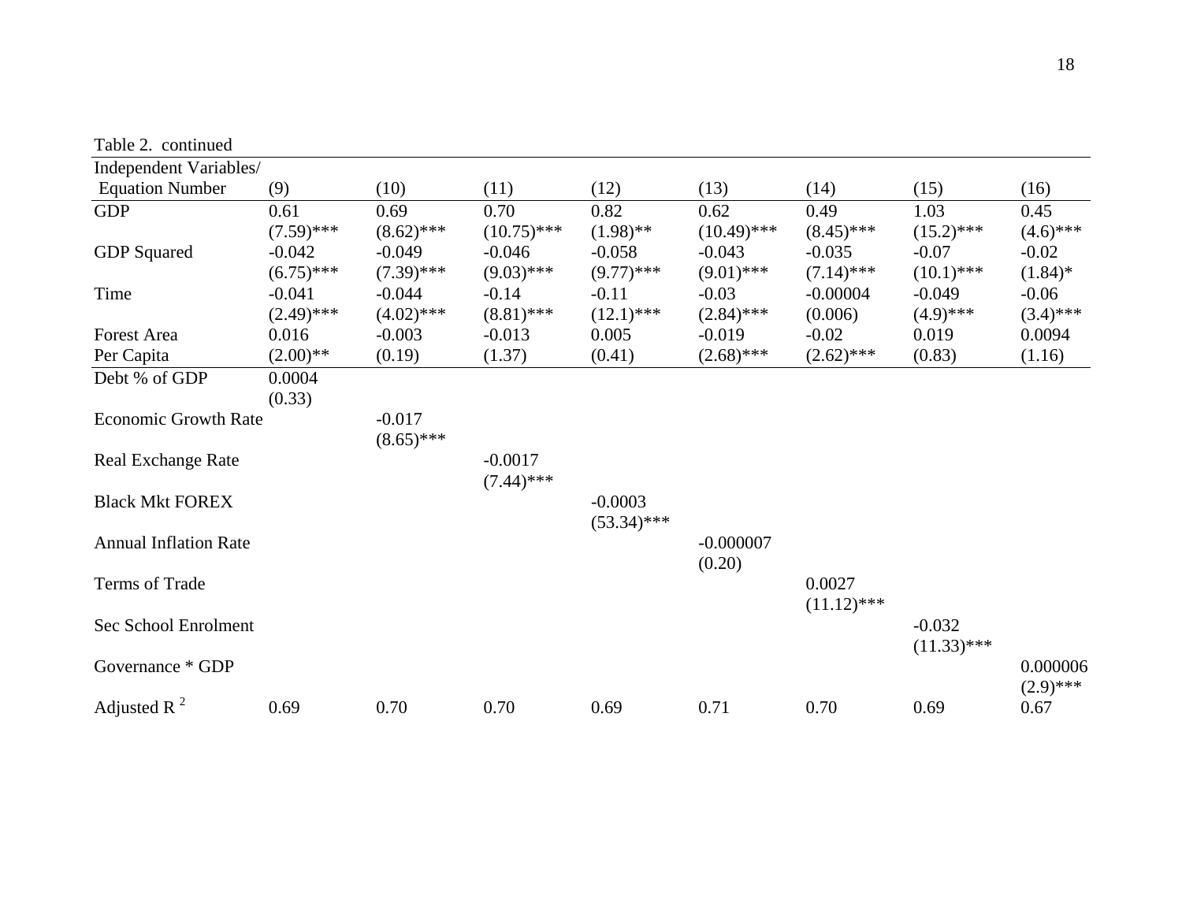Table 2. continued

| Independent Variables/ Equation Number | (9) | (10) | (11) | (12) | (13) | (14) | (15) | (16) |
|---|---|---|---|---|---|---|---|---|
| GDP | 0.61 | 0.69 | 0.70 | 0.82 | 0.62 | 0.49 | 1.03 | 0.45 |
| | (7.59)*** | (8.62)*** | (10.75)*** | (1.98)** | (10.49)*** | (8.45)*** | (15.2)*** | (4.6)*** |
| GDP Squared | -0.042 | -0.049 | -0.046 | -0.058 | -0.043 | -0.035 | -0.07 | -0.02 |
| | (6.75)*** | (7.39)*** | (9.03)*** | (9.77)*** | (9.01)*** | (7.14)*** | (10.1)*** | (1.84)* |
| Time | -0.041 | -0.044 | -0.14 | -0.11 | -0.03 | -0.00004 | -0.049 | -0.06 |
| | (2.49)*** | (4.02)*** | (8.81)*** | (12.1)*** | (2.84)*** | (0.006) | (4.9)*** | (3.4)*** |
| Forest Area Per Capita | 0.016 | -0.003 | -0.013 | 0.005 | -0.019 | -0.02 | 0.019 | 0.0094 |
| | (2.00)** | (0.19) | (1.37) | (0.41) | (2.68)*** | (2.62)*** | (0.83) | (1.16) |
| Debt % of GDP | 0.0004 | | | | | | | |
| | (0.33) | | | | | | | |
| Economic Growth Rate | | -0.017 | | | | | | |
| | | (8.65)*** | | | | | | |
| Real Exchange Rate | | | -0.0017 | | | | | |
| | | | (7.44)*** | | | | | |
| Black Mkt FOREX | | | | -0.0003 | | | | |
| | | | | (53.34)*** | | | | |
| Annual Inflation Rate | | | | | -0.000007 | | | |
| | | | | | (0.20) | | | |
| Terms of Trade | | | | | | 0.0027 | | |
| | | | | | | (11.12)*** | | |
| Sec School Enrolment | | | | | | | -0.032 | |
| | | | | | | | (11.33)*** | |
| Governance * GDP | | | | | | | | 0.000006 |
| | | | | | | | | (2.9)*** |
| Adjusted $R^2$ | 0.69 | 0.70 | 0.70 | 0.69 | 0.71 | 0.70 | 0.69 | 0.67 |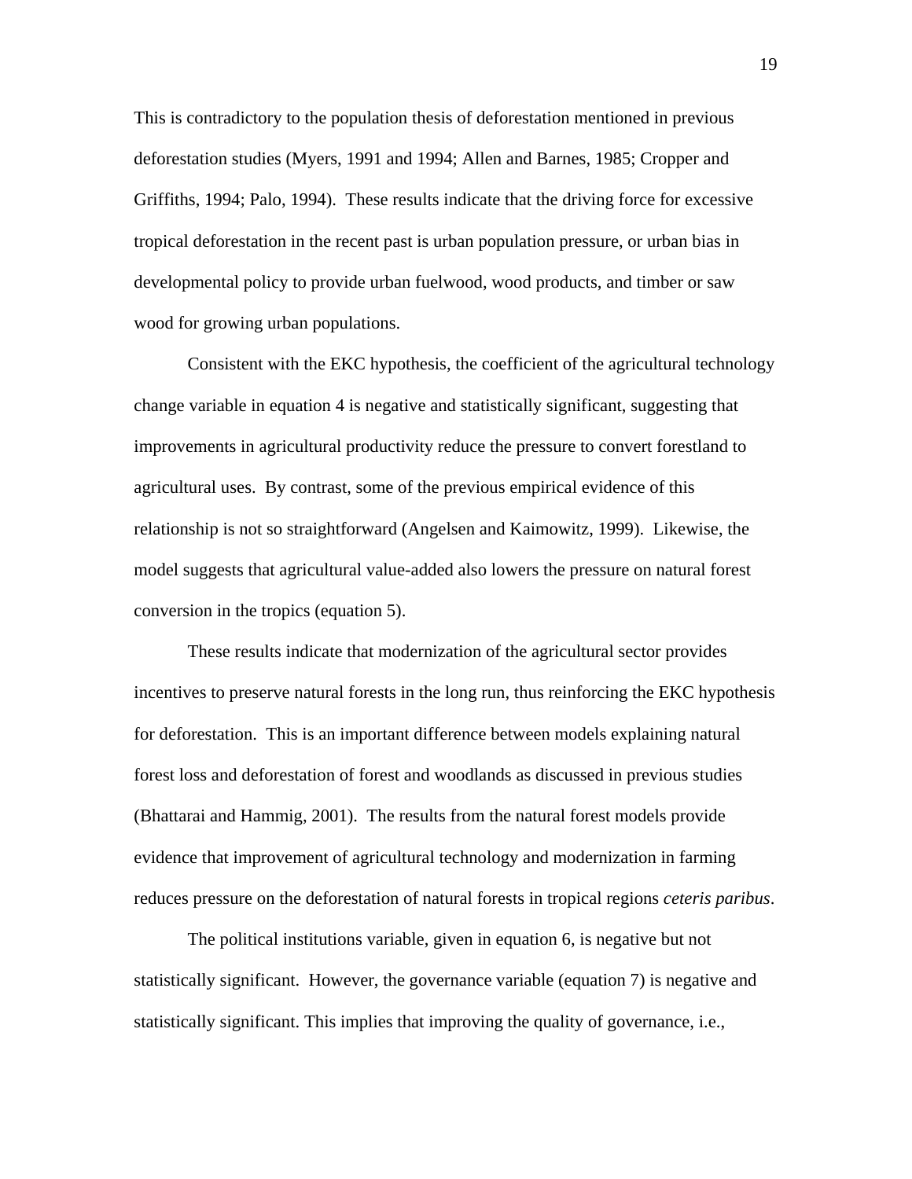This is contradictory to the population thesis of deforestation mentioned in previous deforestation studies (Myers, 1991 and 1994; Allen and Barnes, 1985; Cropper and Griffiths, 1994; Palo, 1994). These results indicate that the driving force for excessive tropical deforestation in the recent past is urban population pressure, or urban bias in developmental policy to provide urban fuelwood, wood products, and timber or saw wood for growing urban populations.

Consistent with the EKC hypothesis, the coefficient of the agricultural technology change variable in equation 4 is negative and statistically significant, suggesting that improvements in agricultural productivity reduce the pressure to convert forestland to agricultural uses. By contrast, some of the previous empirical evidence of this relationship is not so straightforward (Angelsen and Kaimowitz, 1999). Likewise, the model suggests that agricultural value-added also lowers the pressure on natural forest conversion in the tropics (equation 5).

These results indicate that modernization of the agricultural sector provides incentives to preserve natural forests in the long run, thus reinforcing the EKC hypothesis for deforestation. This is an important difference between models explaining natural forest loss and deforestation of forest and woodlands as discussed in previous studies (Bhattarai and Hammig, 2001). The results from the natural forest models provide evidence that improvement of agricultural technology and modernization in farming reduces pressure on the deforestation of natural forests in tropical regions *ceteris paribus*.

The political institutions variable, given in equation 6, is negative but not statistically significant. However, the governance variable (equation 7) is negative and statistically significant. This implies that improving the quality of governance, i.e.,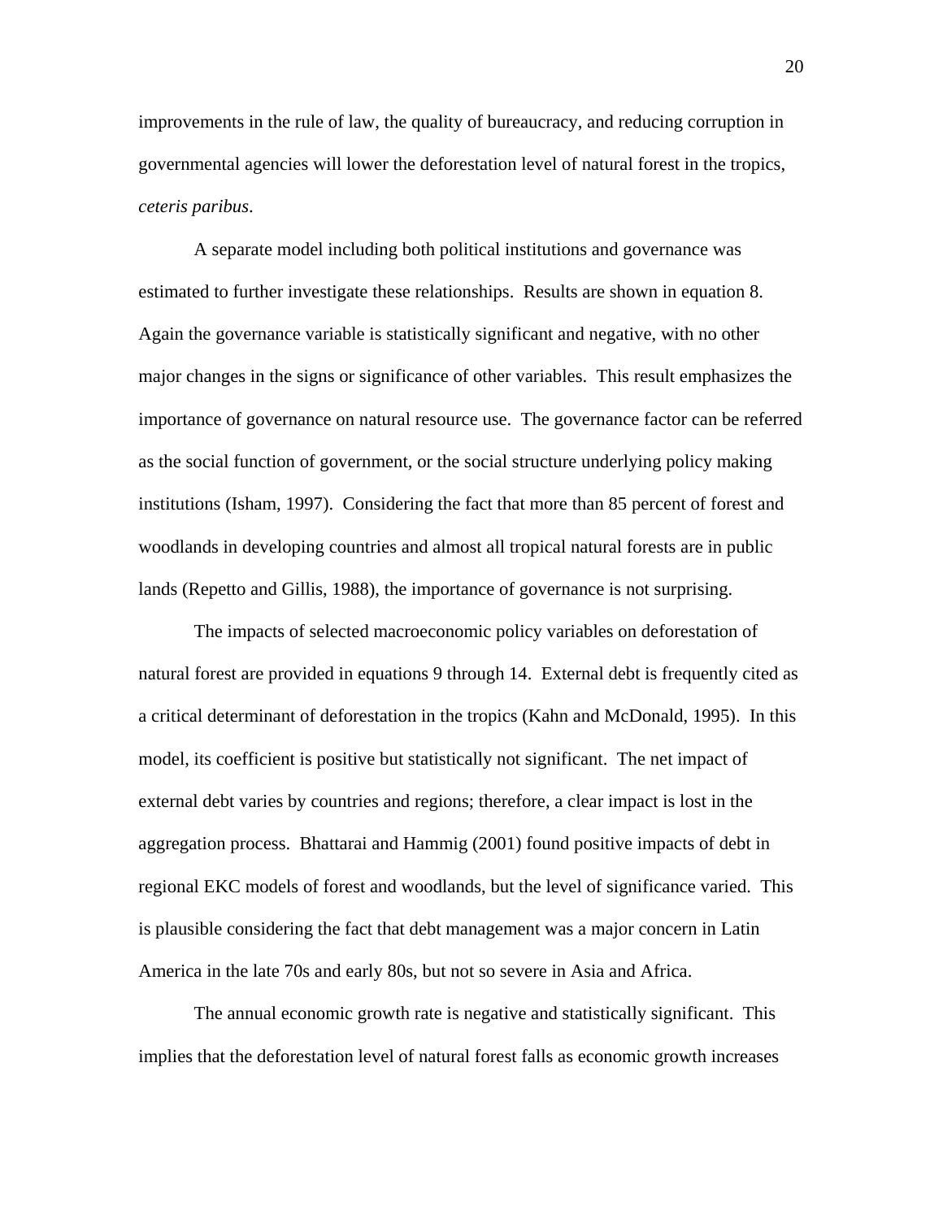improvements in the rule of law, the quality of bureaucracy, and reducing corruption in governmental agencies will lower the deforestation level of natural forest in the tropics, *ceteris paribus*.

A separate model including both political institutions and governance was estimated to further investigate these relationships. Results are shown in equation 8. Again the governance variable is statistically significant and negative, with no other major changes in the signs or significance of other variables. This result emphasizes the importance of governance on natural resource use. The governance factor can be referred as the social function of government, or the social structure underlying policy making institutions (Isham, 1997). Considering the fact that more than 85 percent of forest and woodlands in developing countries and almost all tropical natural forests are in public lands (Repetto and Gillis, 1988), the importance of governance is not surprising.

The impacts of selected macroeconomic policy variables on deforestation of natural forest are provided in equations 9 through 14. External debt is frequently cited as a critical determinant of deforestation in the tropics (Kahn and McDonald, 1995). In this model, its coefficient is positive but statistically not significant. The net impact of external debt varies by countries and regions; therefore, a clear impact is lost in the aggregation process. Bhattarai and Hammig (2001) found positive impacts of debt in regional EKC models of forest and woodlands, but the level of significance varied. This is plausible considering the fact that debt management was a major concern in Latin America in the late 70s and early 80s, but not so severe in Asia and Africa.

The annual economic growth rate is negative and statistically significant. This implies that the deforestation level of natural forest falls as economic growth increases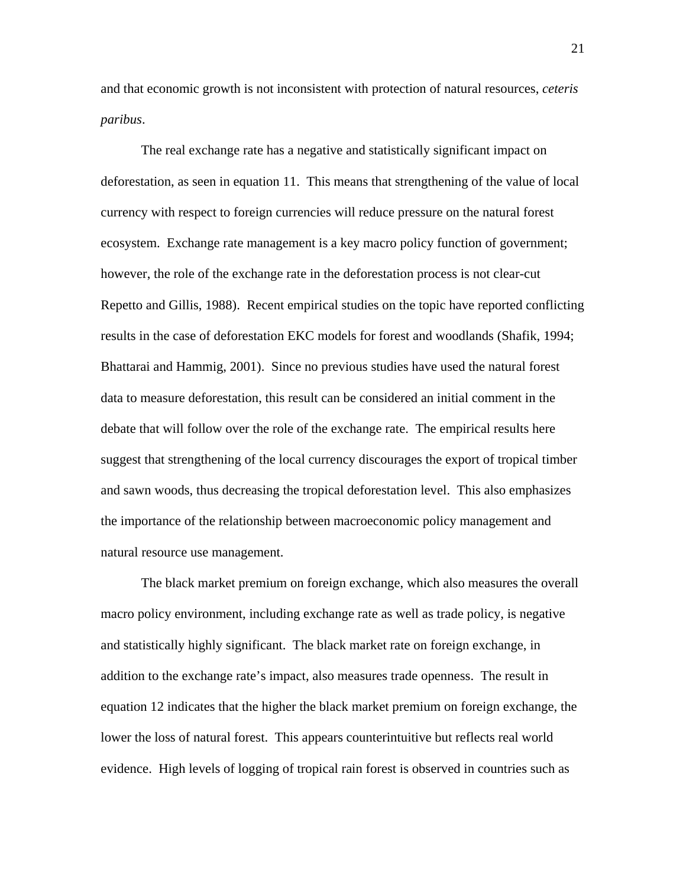and that economic growth is not inconsistent with protection of natural resources, *ceteris paribus*.

The real exchange rate has a negative and statistically significant impact on deforestation, as seen in equation 11. This means that strengthening of the value of local currency with respect to foreign currencies will reduce pressure on the natural forest ecosystem. Exchange rate management is a key macro policy function of government; however, the role of the exchange rate in the deforestation process is not clear-cut Repetto and Gillis, 1988). Recent empirical studies on the topic have reported conflicting results in the case of deforestation EKC models for forest and woodlands (Shafik, 1994; Bhattarai and Hammig, 2001). Since no previous studies have used the natural forest data to measure deforestation, this result can be considered an initial comment in the debate that will follow over the role of the exchange rate. The empirical results here suggest that strengthening of the local currency discourages the export of tropical timber and sawn woods, thus decreasing the tropical deforestation level. This also emphasizes the importance of the relationship between macroeconomic policy management and natural resource use management.

The black market premium on foreign exchange, which also measures the overall macro policy environment, including exchange rate as well as trade policy, is negative and statistically highly significant. The black market rate on foreign exchange, in addition to the exchange rate's impact, also measures trade openness. The result in equation 12 indicates that the higher the black market premium on foreign exchange, the lower the loss of natural forest. This appears counterintuitive but reflects real world evidence. High levels of logging of tropical rain forest is observed in countries such as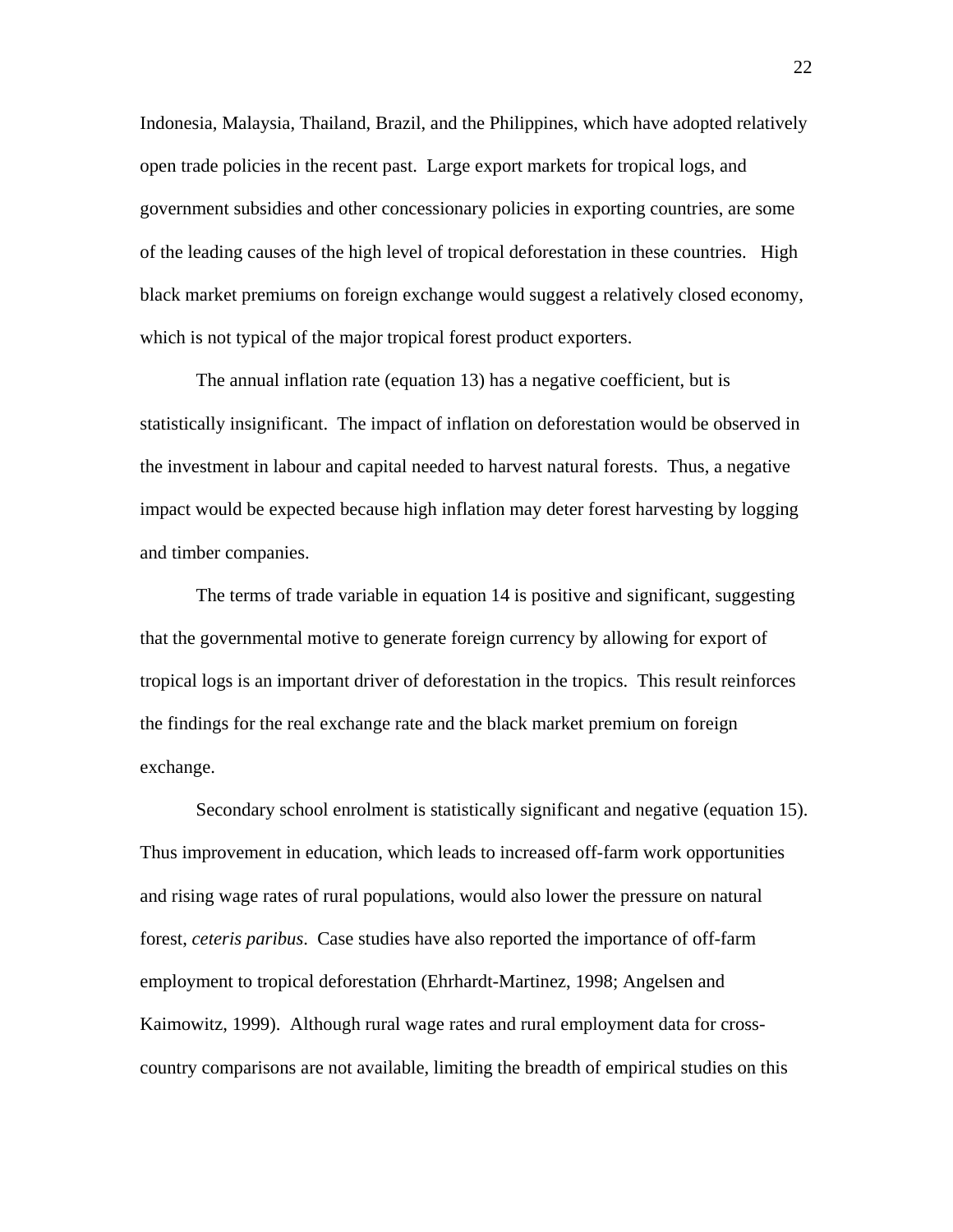Indonesia, Malaysia, Thailand, Brazil, and the Philippines, which have adopted relatively open trade policies in the recent past. Large export markets for tropical logs, and government subsidies and other concessionary policies in exporting countries, are some of the leading causes of the high level of tropical deforestation in these countries. High black market premiums on foreign exchange would suggest a relatively closed economy, which is not typical of the major tropical forest product exporters.

The annual inflation rate (equation 13) has a negative coefficient, but is statistically insignificant. The impact of inflation on deforestation would be observed in the investment in labour and capital needed to harvest natural forests. Thus, a negative impact would be expected because high inflation may deter forest harvesting by logging and timber companies.

The terms of trade variable in equation 14 is positive and significant, suggesting that the governmental motive to generate foreign currency by allowing for export of tropical logs is an important driver of deforestation in the tropics. This result reinforces the findings for the real exchange rate and the black market premium on foreign exchange.

Secondary school enrolment is statistically significant and negative (equation 15). Thus improvement in education, which leads to increased off-farm work opportunities and rising wage rates of rural populations, would also lower the pressure on natural forest, *ceteris paribus*. Case studies have also reported the importance of off-farm employment to tropical deforestation (Ehrhardt-Martinez, 1998; Angelsen and Kaimowitz, 1999). Although rural wage rates and rural employment data for cross-country comparisons are not available, limiting the breadth of empirical studies on this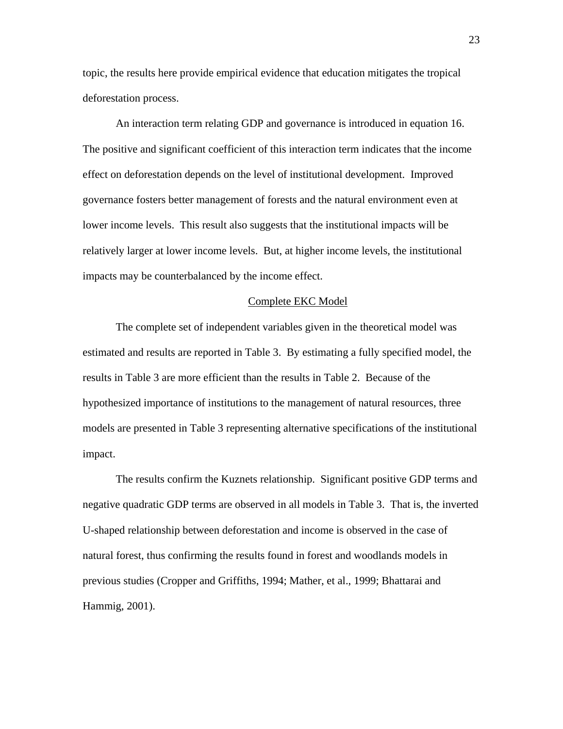topic, the results here provide empirical evidence that education mitigates the tropical deforestation process.

An interaction term relating GDP and governance is introduced in equation 16. The positive and significant coefficient of this interaction term indicates that the income effect on deforestation depends on the level of institutional development. Improved governance fosters better management of forests and the natural environment even at lower income levels. This result also suggests that the institutional impacts will be relatively larger at lower income levels. But, at higher income levels, the institutional impacts may be counterbalanced by the income effect.

## Complete EKC Model

The complete set of independent variables given in the theoretical model was estimated and results are reported in Table 3. By estimating a fully specified model, the results in Table 3 are more efficient than the results in Table 2. Because of the hypothesized importance of institutions to the management of natural resources, three models are presented in Table 3 representing alternative specifications of the institutional impact.

The results confirm the Kuznets relationship. Significant positive GDP terms and negative quadratic GDP terms are observed in all models in Table 3. That is, the inverted U-shaped relationship between deforestation and income is observed in the case of natural forest, thus confirming the results found in forest and woodlands models in previous studies (Cropper and Griffiths, 1994; Mather, et al., 1999; Bhattarai and Hammig, 2001).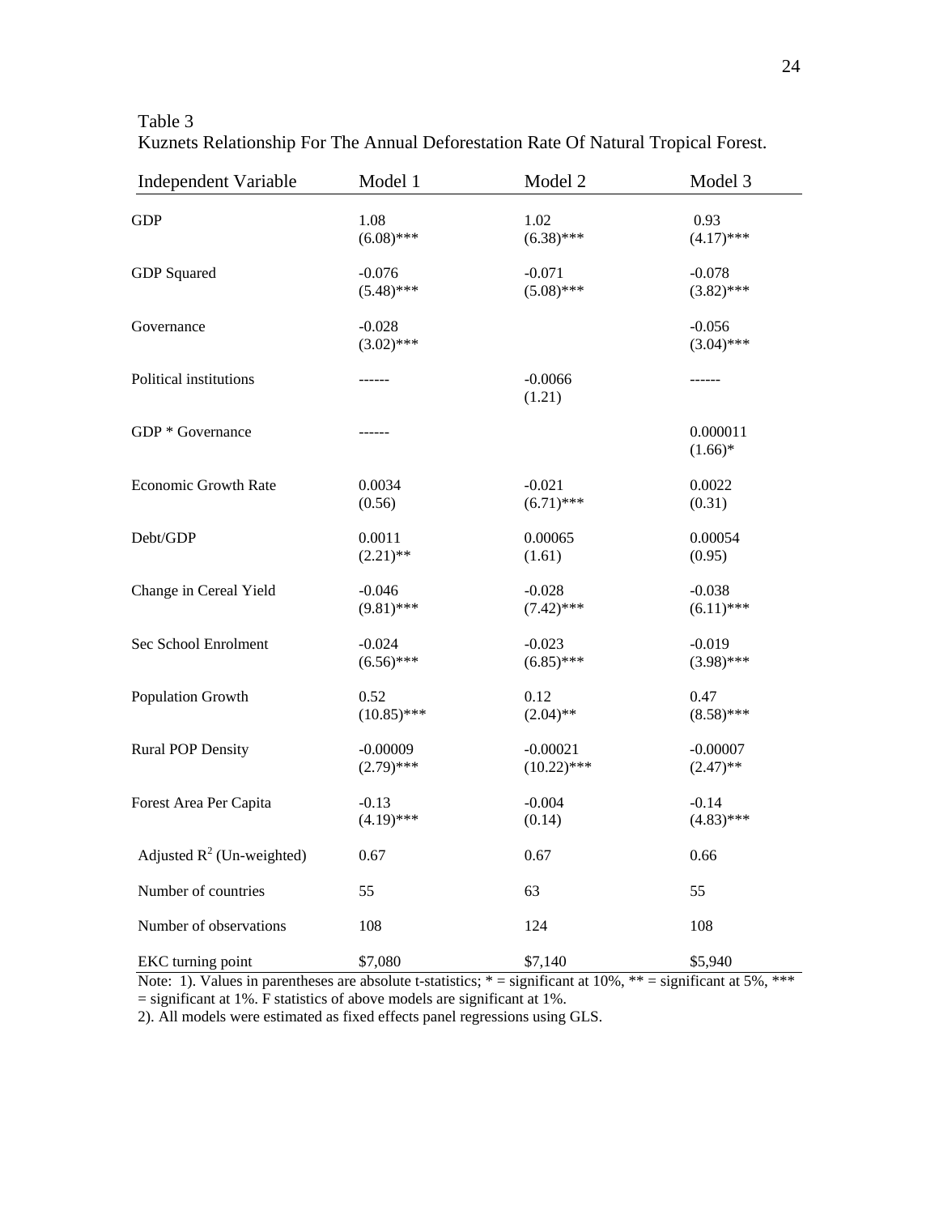Table 3

Kuznets Relationship For The Annual Deforestation Rate Of Natural Tropical Forest.

| Independent Variable | Model 1 | Model 2 | Model 3 |
|---|---|---|---|
| GDP | 1.08<br>(6.08)*** | 1.02<br>(6.38)*** | 0.93<br>(4.17)*** |
| GDP Squared | -0.076<br>(5.48)*** | -0.071<br>(5.08)*** | -0.078<br>(3.82)*** |
| Governance | -0.028<br>(3.02)*** | | -0.056<br>(3.04)*** |
| Political institutions | ------ | -0.0066<br>(1.21) | ------ |
| GDP * Governance | ------ | | 0.000011<br>(1.66)* |
| Economic Growth Rate | 0.0034<br>(0.56) | -0.021<br>(6.71)*** | 0.0022<br>(0.31) |
| Debt/GDP | 0.0011<br>(2.21)** | 0.00065<br>(1.61) | 0.00054<br>(0.95) |
| Change in Cereal Yield | -0.046<br>(9.81)*** | -0.028<br>(7.42)*** | -0.038<br>(6.11)*** |
| Sec School Enrolment | -0.024<br>(6.56)*** | -0.023<br>(6.85)*** | -0.019<br>(3.98)*** |
| Population Growth | 0.52<br>(10.85)*** | 0.12<br>(2.04)** | 0.47<br>(8.58)*** |
| Rural POP Density | -0.00009<br>(2.79)*** | -0.00021<br>(10.22)*** | -0.00007<br>(2.47)** |
| Forest Area Per Capita | -0.13<br>(4.19)*** | -0.004<br>(0.14) | -0.14<br>(4.83)*** |
| Adjusted $R^2$ (Un-weighted) | 0.67 | 0.67 | 0.66 |
| Number of countries | 55 | 63 | 55 |
| Number of observations | 108 | 124 | 108 |
| EKC turning point | $7,080 | $7,140 | $5,940 |

Note: 1). Values in parentheses are absolute t-statistics; * = significant at 10%, ** = significant at 5%, *** = significant at 1%. F statistics of above models are significant at 1%.

2). All models were estimated as fixed effects panel regressions using GLS.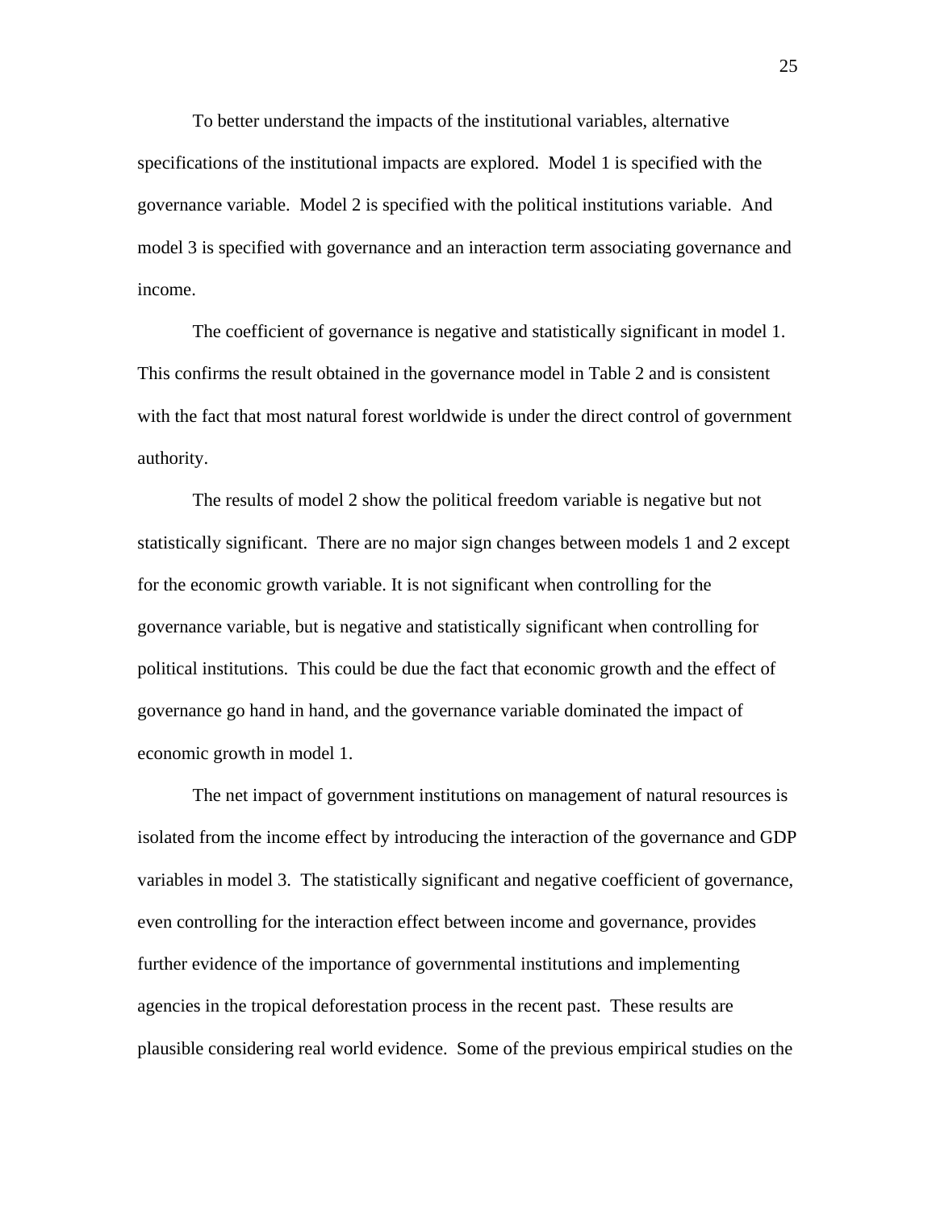To better understand the impacts of the institutional variables, alternative specifications of the institutional impacts are explored. Model 1 is specified with the governance variable. Model 2 is specified with the political institutions variable. And model 3 is specified with governance and an interaction term associating governance and income.

The coefficient of governance is negative and statistically significant in model 1. This confirms the result obtained in the governance model in Table 2 and is consistent with the fact that most natural forest worldwide is under the direct control of government authority.

The results of model 2 show the political freedom variable is negative but not statistically significant. There are no major sign changes between models 1 and 2 except for the economic growth variable. It is not significant when controlling for the governance variable, but is negative and statistically significant when controlling for political institutions. This could be due the fact that economic growth and the effect of governance go hand in hand, and the governance variable dominated the impact of economic growth in model 1.

The net impact of government institutions on management of natural resources is isolated from the income effect by introducing the interaction of the governance and GDP variables in model 3. The statistically significant and negative coefficient of governance, even controlling for the interaction effect between income and governance, provides further evidence of the importance of governmental institutions and implementing agencies in the tropical deforestation process in the recent past. These results are plausible considering real world evidence. Some of the previous empirical studies on the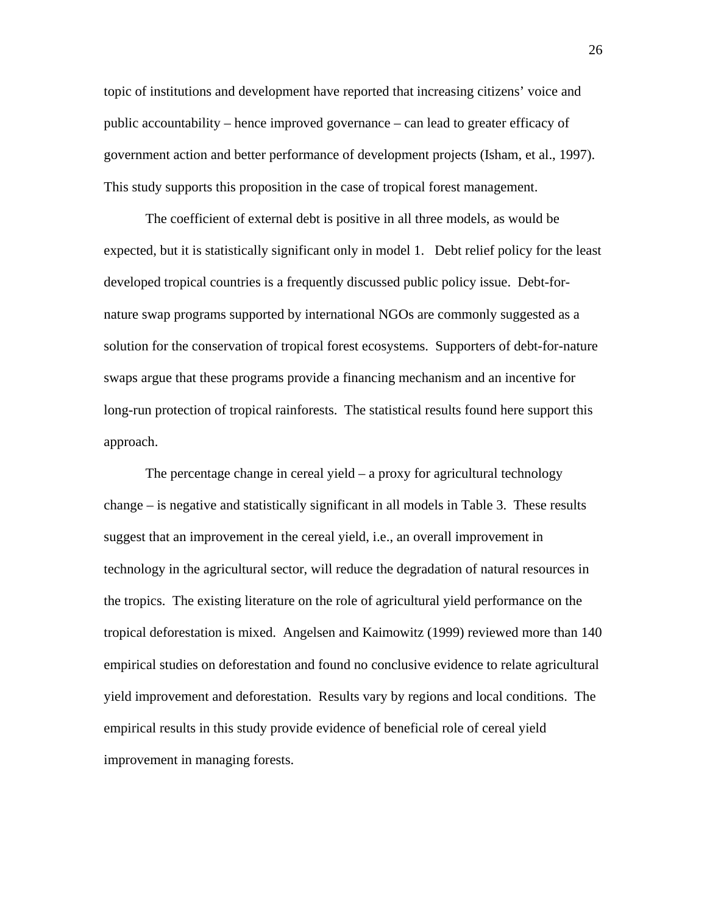topic of institutions and development have reported that increasing citizens' voice and public accountability – hence improved governance – can lead to greater efficacy of government action and better performance of development projects (Isham, et al., 1997). This study supports this proposition in the case of tropical forest management.

The coefficient of external debt is positive in all three models, as would be expected, but it is statistically significant only in model 1. Debt relief policy for the least developed tropical countries is a frequently discussed public policy issue. Debt-for-nature swap programs supported by international NGOs are commonly suggested as a solution for the conservation of tropical forest ecosystems. Supporters of debt-for-nature swaps argue that these programs provide a financing mechanism and an incentive for long-run protection of tropical rainforests. The statistical results found here support this approach.

The percentage change in cereal yield – a proxy for agricultural technology change – is negative and statistically significant in all models in Table 3. These results suggest that an improvement in the cereal yield, i.e., an overall improvement in technology in the agricultural sector, will reduce the degradation of natural resources in the tropics. The existing literature on the role of agricultural yield performance on the tropical deforestation is mixed. Angelsen and Kaimowitz (1999) reviewed more than 140 empirical studies on deforestation and found no conclusive evidence to relate agricultural yield improvement and deforestation. Results vary by regions and local conditions. The empirical results in this study provide evidence of beneficial role of cereal yield improvement in managing forests.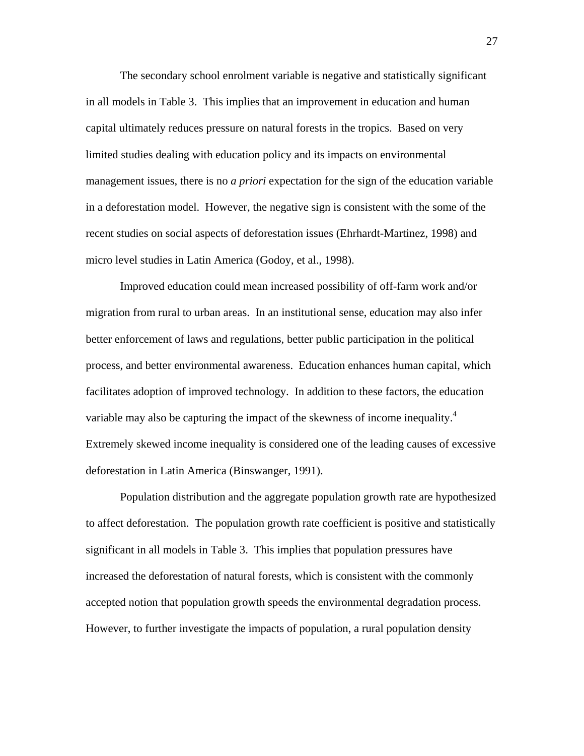The secondary school enrolment variable is negative and statistically significant in all models in Table 3. This implies that an improvement in education and human capital ultimately reduces pressure on natural forests in the tropics. Based on very limited studies dealing with education policy and its impacts on environmental management issues, there is no *a priori* expectation for the sign of the education variable in a deforestation model. However, the negative sign is consistent with the some of the recent studies on social aspects of deforestation issues (Ehrhardt-Martinez, 1998) and micro level studies in Latin America (Godoy, et al., 1998).

Improved education could mean increased possibility of off-farm work and/or migration from rural to urban areas. In an institutional sense, education may also infer better enforcement of laws and regulations, better public participation in the political process, and better environmental awareness. Education enhances human capital, which facilitates adoption of improved technology. In addition to these factors, the education variable may also be capturing the impact of the skewness of income inequality.[4] Extremely skewed income inequality is considered one of the leading causes of excessive deforestation in Latin America (Binswanger, 1991).

Population distribution and the aggregate population growth rate are hypothesized to affect deforestation. The population growth rate coefficient is positive and statistically significant in all models in Table 3. This implies that population pressures have increased the deforestation of natural forests, which is consistent with the commonly accepted notion that population growth speeds the environmental degradation process. However, to further investigate the impacts of population, a rural population density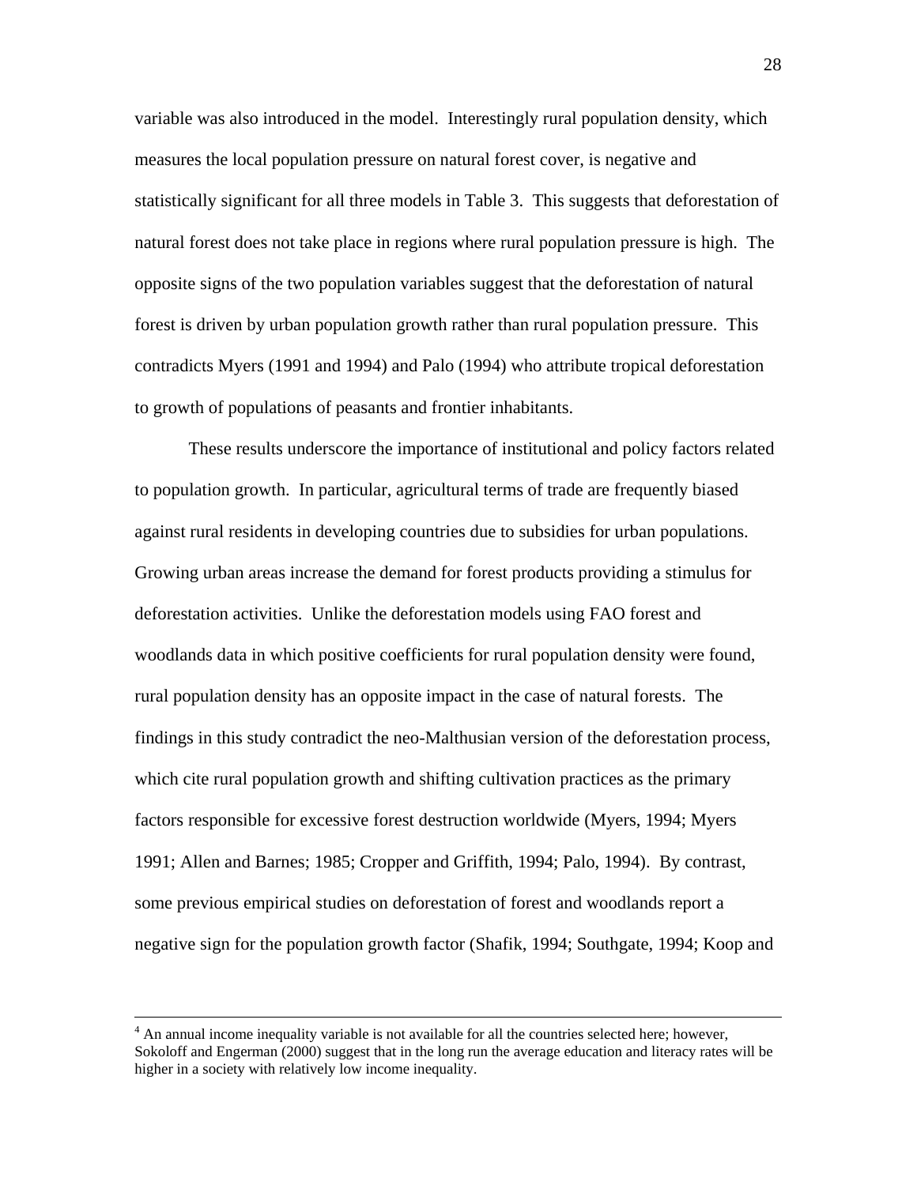variable was also introduced in the model. Interestingly rural population density, which measures the local population pressure on natural forest cover, is negative and statistically significant for all three models in Table 3. This suggests that deforestation of natural forest does not take place in regions where rural population pressure is high. The opposite signs of the two population variables suggest that the deforestation of natural forest is driven by urban population growth rather than rural population pressure. This contradicts Myers (1991 and 1994) and Palo (1994) who attribute tropical deforestation to growth of populations of peasants and frontier inhabitants.

These results underscore the importance of institutional and policy factors related to population growth. In particular, agricultural terms of trade are frequently biased against rural residents in developing countries due to subsidies for urban populations. Growing urban areas increase the demand for forest products providing a stimulus for deforestation activities. Unlike the deforestation models using FAO forest and woodlands data in which positive coefficients for rural population density were found, rural population density has an opposite impact in the case of natural forests. The findings in this study contradict the neo-Malthusian version of the deforestation process, which cite rural population growth and shifting cultivation practices as the primary factors responsible for excessive forest destruction worldwide (Myers, 1994; Myers 1991; Allen and Barnes; 1985; Cropper and Griffith, 1994; Palo, 1994). By contrast, some previous empirical studies on deforestation of forest and woodlands report a negative sign for the population growth factor (Shafik, 1994; Southgate, 1994; Koop and

---

[4] An annual income inequality variable is not available for all the countries selected here; however, Sokoloff and Engerman (2000) suggest that in the long run the average education and literacy rates will be higher in a society with relatively low income inequality.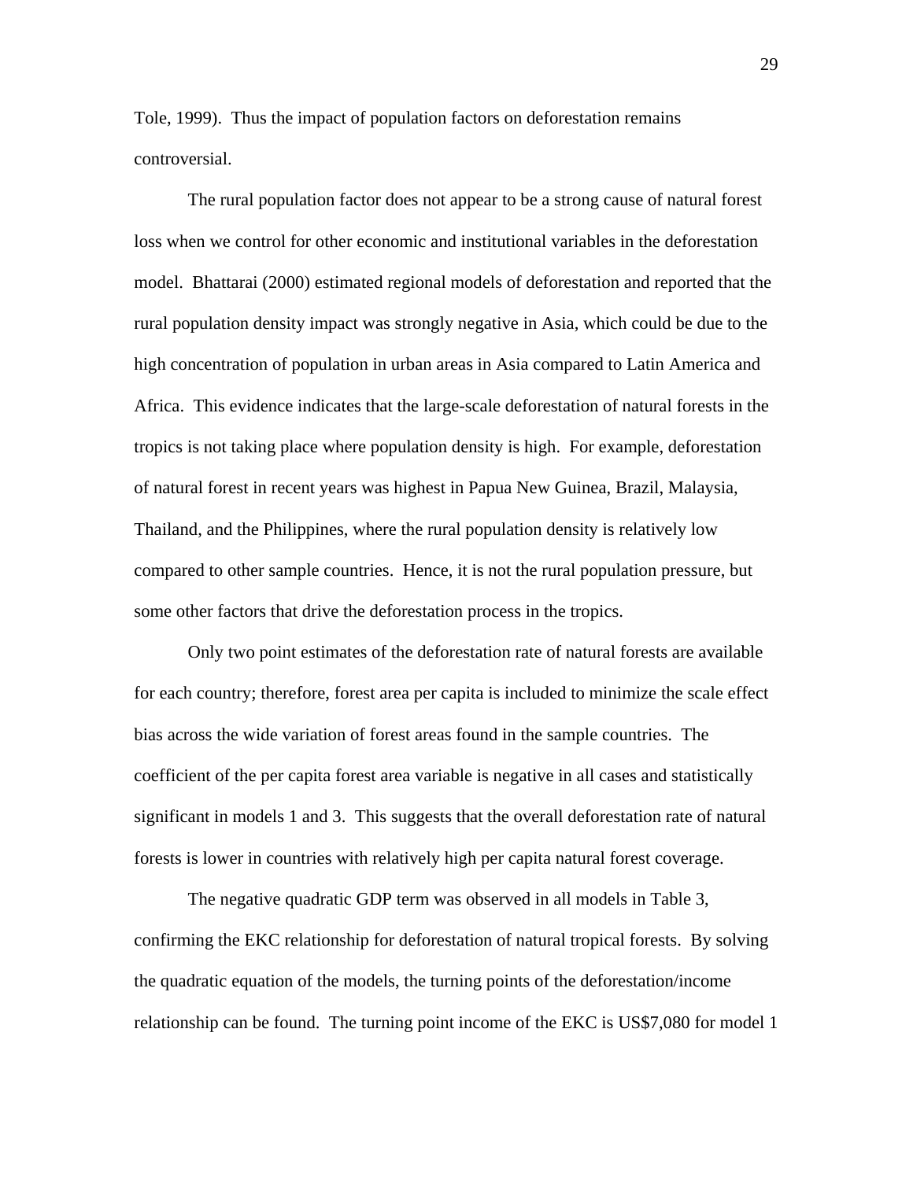Tole, 1999). Thus the impact of population factors on deforestation remains controversial.

The rural population factor does not appear to be a strong cause of natural forest loss when we control for other economic and institutional variables in the deforestation model. Bhattarai (2000) estimated regional models of deforestation and reported that the rural population density impact was strongly negative in Asia, which could be due to the high concentration of population in urban areas in Asia compared to Latin America and Africa. This evidence indicates that the large-scale deforestation of natural forests in the tropics is not taking place where population density is high. For example, deforestation of natural forest in recent years was highest in Papua New Guinea, Brazil, Malaysia, Thailand, and the Philippines, where the rural population density is relatively low compared to other sample countries. Hence, it is not the rural population pressure, but some other factors that drive the deforestation process in the tropics.

Only two point estimates of the deforestation rate of natural forests are available for each country; therefore, forest area per capita is included to minimize the scale effect bias across the wide variation of forest areas found in the sample countries. The coefficient of the per capita forest area variable is negative in all cases and statistically significant in models 1 and 3. This suggests that the overall deforestation rate of natural forests is lower in countries with relatively high per capita natural forest coverage.

The negative quadratic GDP term was observed in all models in Table 3, confirming the EKC relationship for deforestation of natural tropical forests. By solving the quadratic equation of the models, the turning points of the deforestation/income relationship can be found. The turning point income of the EKC is US$7,080 for model 1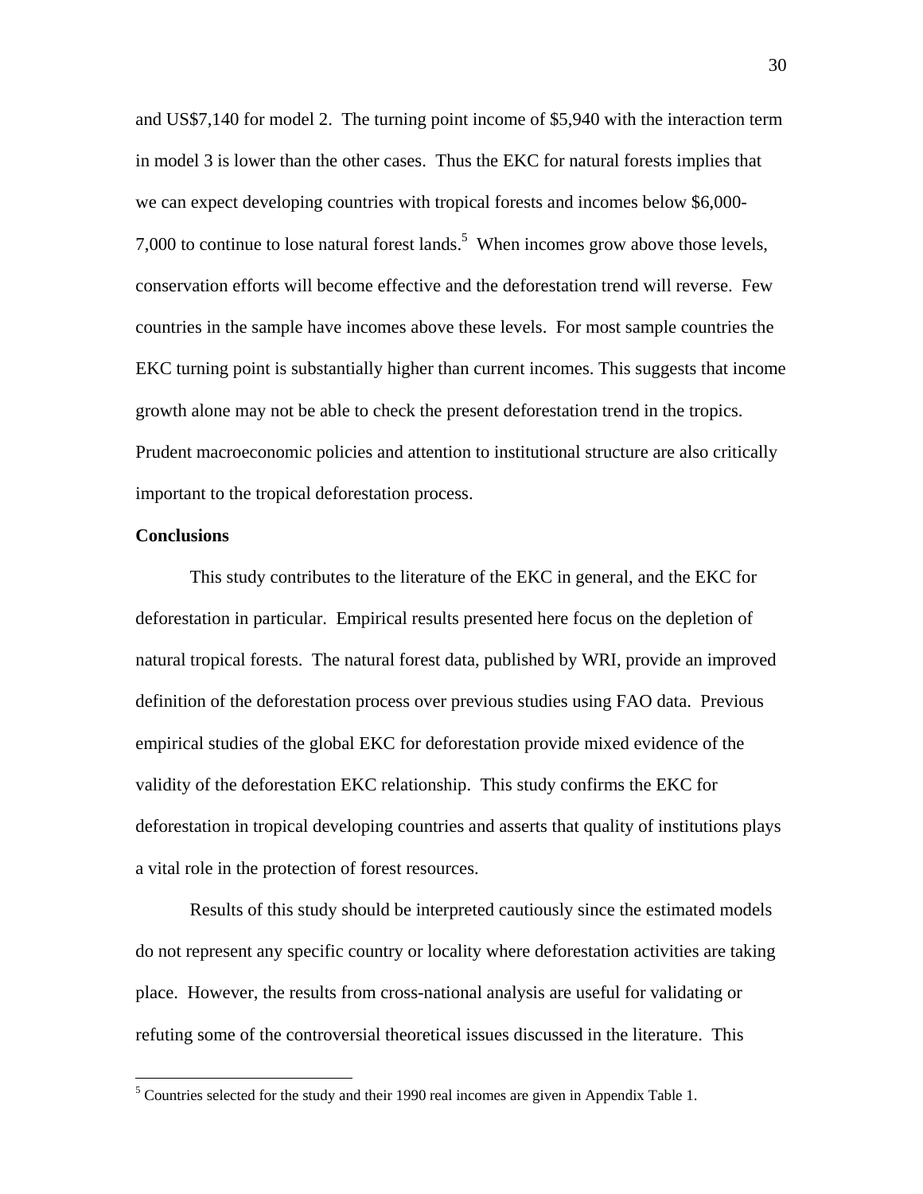and US$7,140 for model 2. The turning point income of $5,940 with the interaction term in model 3 is lower than the other cases. Thus the EKC for natural forests implies that we can expect developing countries with tropical forests and incomes below $6,000-7,000 to continue to lose natural forest lands.[5] When incomes grow above those levels, conservation efforts will become effective and the deforestation trend will reverse. Few countries in the sample have incomes above these levels. For most sample countries the EKC turning point is substantially higher than current incomes. This suggests that income growth alone may not be able to check the present deforestation trend in the tropics. Prudent macroeconomic policies and attention to institutional structure are also critically important to the tropical deforestation process.

**Conclusions**

This study contributes to the literature of the EKC in general, and the EKC for deforestation in particular. Empirical results presented here focus on the depletion of natural tropical forests. The natural forest data, published by WRI, provide an improved definition of the deforestation process over previous studies using FAO data. Previous empirical studies of the global EKC for deforestation provide mixed evidence of the validity of the deforestation EKC relationship. This study confirms the EKC for deforestation in tropical developing countries and asserts that quality of institutions plays a vital role in the protection of forest resources.

Results of this study should be interpreted cautiously since the estimated models do not represent any specific country or locality where deforestation activities are taking place. However, the results from cross-national analysis are useful for validating or refuting some of the controversial theoretical issues discussed in the literature. This

[5] Countries selected for the study and their 1990 real incomes are given in Appendix Table 1.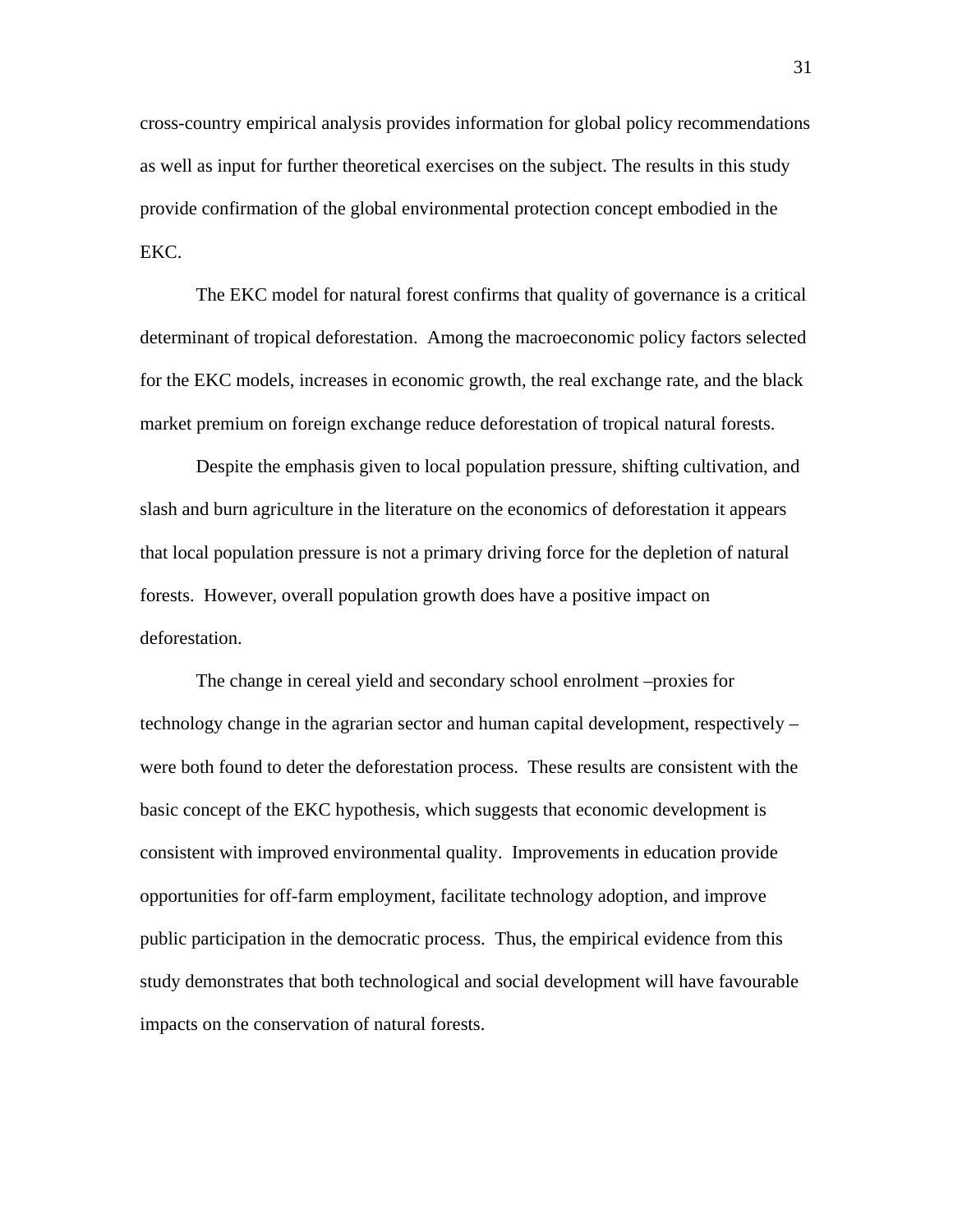cross-country empirical analysis provides information for global policy recommendations as well as input for further theoretical exercises on the subject. The results in this study provide confirmation of the global environmental protection concept embodied in the EKC.

The EKC model for natural forest confirms that quality of governance is a critical determinant of tropical deforestation. Among the macroeconomic policy factors selected for the EKC models, increases in economic growth, the real exchange rate, and the black market premium on foreign exchange reduce deforestation of tropical natural forests.

Despite the emphasis given to local population pressure, shifting cultivation, and slash and burn agriculture in the literature on the economics of deforestation it appears that local population pressure is not a primary driving force for the depletion of natural forests. However, overall population growth does have a positive impact on deforestation.

The change in cereal yield and secondary school enrolment –proxies for technology change in the agrarian sector and human capital development, respectively – were both found to deter the deforestation process. These results are consistent with the basic concept of the EKC hypothesis, which suggests that economic development is consistent with improved environmental quality. Improvements in education provide opportunities for off-farm employment, facilitate technology adoption, and improve public participation in the democratic process. Thus, the empirical evidence from this study demonstrates that both technological and social development will have favourable impacts on the conservation of natural forests.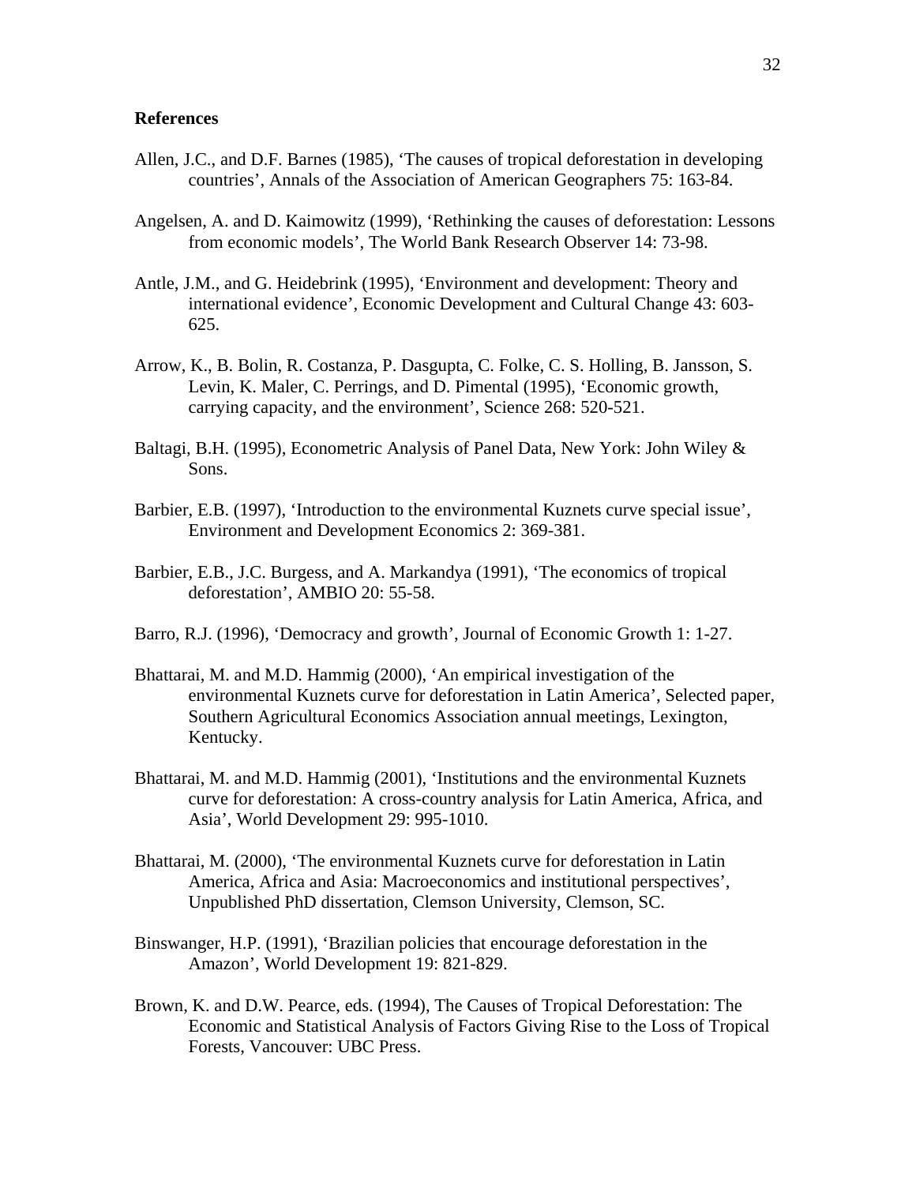## References

Allen, J.C., and D.F. Barnes (1985), 'The causes of tropical deforestation in developing countries', Annals of the Association of American Geographers 75: 163-84.

Angelsen, A. and D. Kaimowitz (1999), 'Rethinking the causes of deforestation: Lessons from economic models', The World Bank Research Observer 14: 73-98.

Antle, J.M., and G. Heidebrink (1995), 'Environment and development: Theory and international evidence', Economic Development and Cultural Change 43: 603-625.

Arrow, K., B. Bolin, R. Costanza, P. Dasgupta, C. Folke, C. S. Holling, B. Jansson, S. Levin, K. Maler, C. Perrings, and D. Pimental (1995), 'Economic growth, carrying capacity, and the environment', Science 268: 520-521.

Baltagi, B.H. (1995), Econometric Analysis of Panel Data, New York: John Wiley & Sons.

Barbier, E.B. (1997), 'Introduction to the environmental Kuznets curve special issue', Environment and Development Economics 2: 369-381.

Barbier, E.B., J.C. Burgess, and A. Markandya (1991), 'The economics of tropical deforestation', AMBIO 20: 55-58.

Barro, R.J. (1996), 'Democracy and growth', Journal of Economic Growth 1: 1-27.

Bhattarai, M. and M.D. Hammig (2000), 'An empirical investigation of the environmental Kuznets curve for deforestation in Latin America', Selected paper, Southern Agricultural Economics Association annual meetings, Lexington, Kentucky.

Bhattarai, M. and M.D. Hammig (2001), 'Institutions and the environmental Kuznets curve for deforestation: A cross-country analysis for Latin America, Africa, and Asia', World Development 29: 995-1010.

Bhattarai, M. (2000), 'The environmental Kuznets curve for deforestation in Latin America, Africa and Asia: Macroeconomics and institutional perspectives', Unpublished PhD dissertation, Clemson University, Clemson, SC.

Binswanger, H.P. (1991), 'Brazilian policies that encourage deforestation in the Amazon', World Development 19: 821-829.

Brown, K. and D.W. Pearce, eds. (1994), The Causes of Tropical Deforestation: The Economic and Statistical Analysis of Factors Giving Rise to the Loss of Tropical Forests, Vancouver: UBC Press.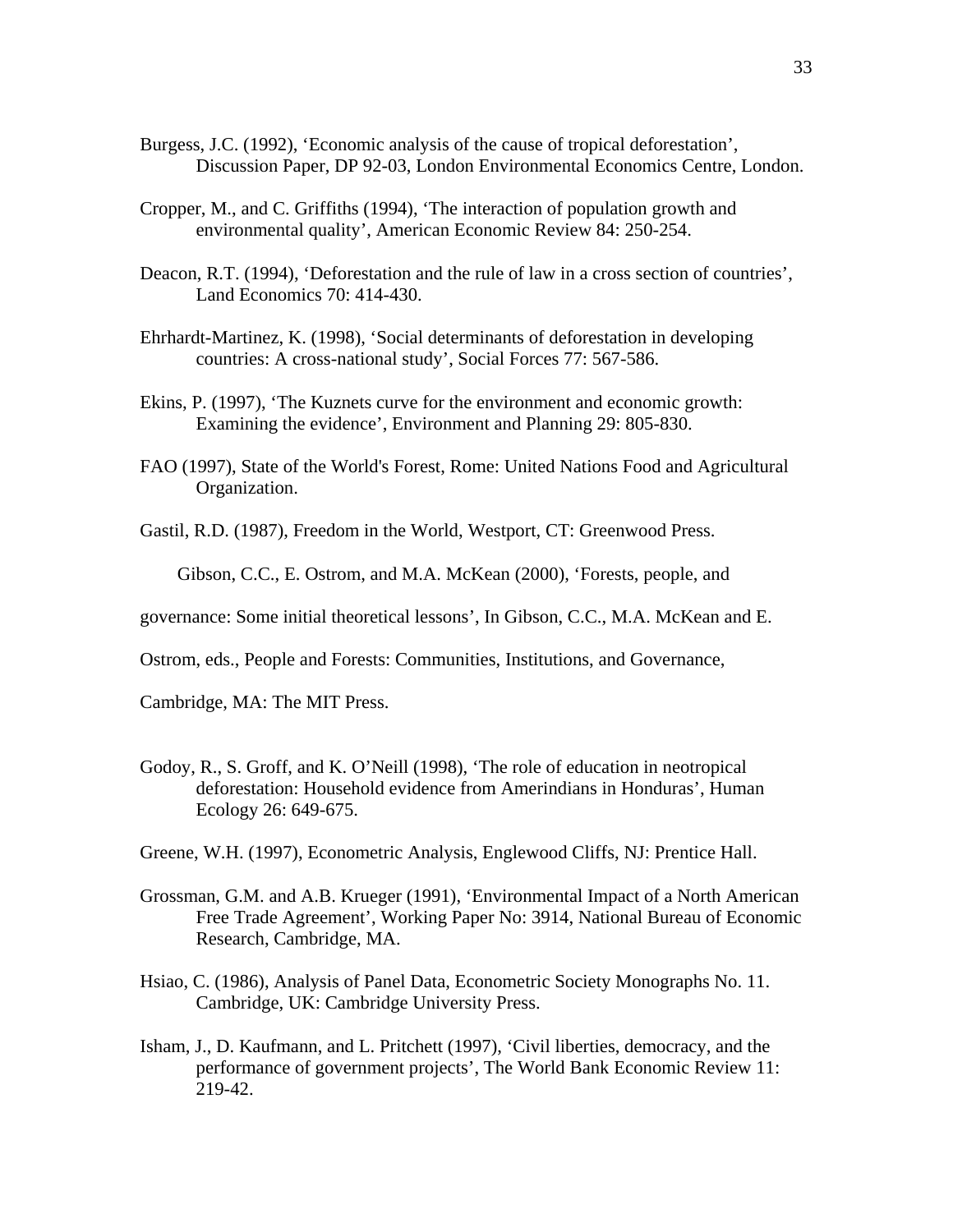Burgess, J.C. (1992), 'Economic analysis of the cause of tropical deforestation', Discussion Paper, DP 92-03, London Environmental Economics Centre, London.

Cropper, M., and C. Griffiths (1994), 'The interaction of population growth and environmental quality', American Economic Review 84: 250-254.

Deacon, R.T. (1994), 'Deforestation and the rule of law in a cross section of countries', Land Economics 70: 414-430.

Ehrhardt-Martinez, K. (1998), 'Social determinants of deforestation in developing countries: A cross-national study', Social Forces 77: 567-586.

Ekins, P. (1997), 'The Kuznets curve for the environment and economic growth: Examining the evidence', Environment and Planning 29: 805-830.

FAO (1997), State of the World's Forest, Rome: United Nations Food and Agricultural Organization.

Gastil, R.D. (1987), Freedom in the World, Westport, CT: Greenwood Press.

Gibson, C.C., E. Ostrom, and M.A. McKean (2000), 'Forests, people, and governance: Some initial theoretical lessons', In Gibson, C.C., M.A. McKean and E. Ostrom, eds., People and Forests: Communities, Institutions, and Governance, Cambridge, MA: The MIT Press.

Godoy, R., S. Groff, and K. O'Neill (1998), 'The role of education in neotropical deforestation: Household evidence from Amerindians in Honduras', Human Ecology 26: 649-675.

Greene, W.H. (1997), Econometric Analysis, Englewood Cliffs, NJ: Prentice Hall.

Grossman, G.M. and A.B. Krueger (1991), 'Environmental Impact of a North American Free Trade Agreement', Working Paper No: 3914, National Bureau of Economic Research, Cambridge, MA.

Hsiao, C. (1986), Analysis of Panel Data, Econometric Society Monographs No. 11. Cambridge, UK: Cambridge University Press.

Isham, J., D. Kaufmann, and L. Pritchett (1997), 'Civil liberties, democracy, and the performance of government projects', The World Bank Economic Review 11: 219-42.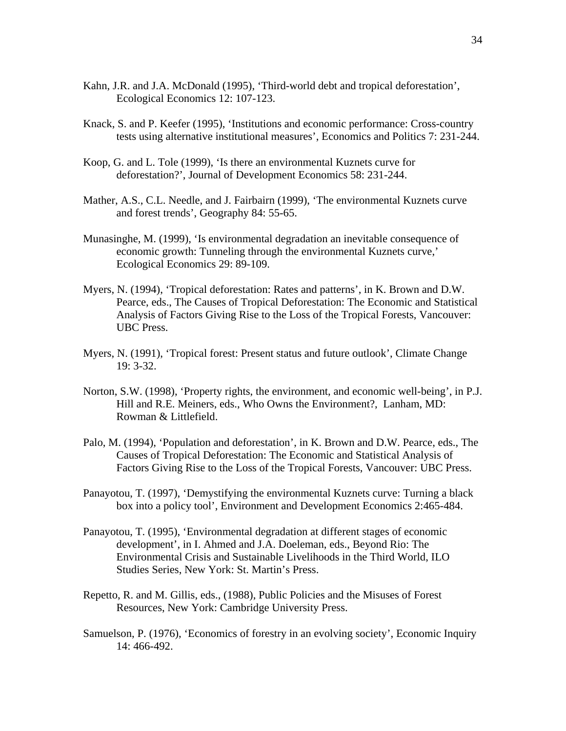Kahn, J.R. and J.A. McDonald (1995), 'Third-world debt and tropical deforestation', Ecological Economics 12: 107-123.

Knack, S. and P. Keefer (1995), 'Institutions and economic performance: Cross-country tests using alternative institutional measures', Economics and Politics 7: 231-244.

Koop, G. and L. Tole (1999), 'Is there an environmental Kuznets curve for deforestation?', Journal of Development Economics 58: 231-244.

Mather, A.S., C.L. Needle, and J. Fairbairn (1999), 'The environmental Kuznets curve and forest trends', Geography 84: 55-65.

Munasinghe, M. (1999), 'Is environmental degradation an inevitable consequence of economic growth: Tunneling through the environmental Kuznets curve,' Ecological Economics 29: 89-109.

Myers, N. (1994), 'Tropical deforestation: Rates and patterns', in K. Brown and D.W. Pearce, eds., The Causes of Tropical Deforestation: The Economic and Statistical Analysis of Factors Giving Rise to the Loss of the Tropical Forests, Vancouver: UBC Press.

Myers, N. (1991), 'Tropical forest: Present status and future outlook', Climate Change 19: 3-32.

Norton, S.W. (1998), 'Property rights, the environment, and economic well-being', in P.J. Hill and R.E. Meiners, eds., Who Owns the Environment?, Lanham, MD: Rowman & Littlefield.

Palo, M. (1994), 'Population and deforestation', in K. Brown and D.W. Pearce, eds., The Causes of Tropical Deforestation: The Economic and Statistical Analysis of Factors Giving Rise to the Loss of the Tropical Forests, Vancouver: UBC Press.

Panayotou, T. (1997), 'Demystifying the environmental Kuznets curve: Turning a black box into a policy tool', Environment and Development Economics 2:465-484.

Panayotou, T. (1995), 'Environmental degradation at different stages of economic development', in I. Ahmed and J.A. Doeleman, eds., Beyond Rio: The Environmental Crisis and Sustainable Livelihoods in the Third World, ILO Studies Series, New York: St. Martin's Press.

Repetto, R. and M. Gillis, eds., (1988), Public Policies and the Misuses of Forest Resources, New York: Cambridge University Press.

Samuelson, P. (1976), 'Economics of forestry in an evolving society', Economic Inquiry 14: 466-492.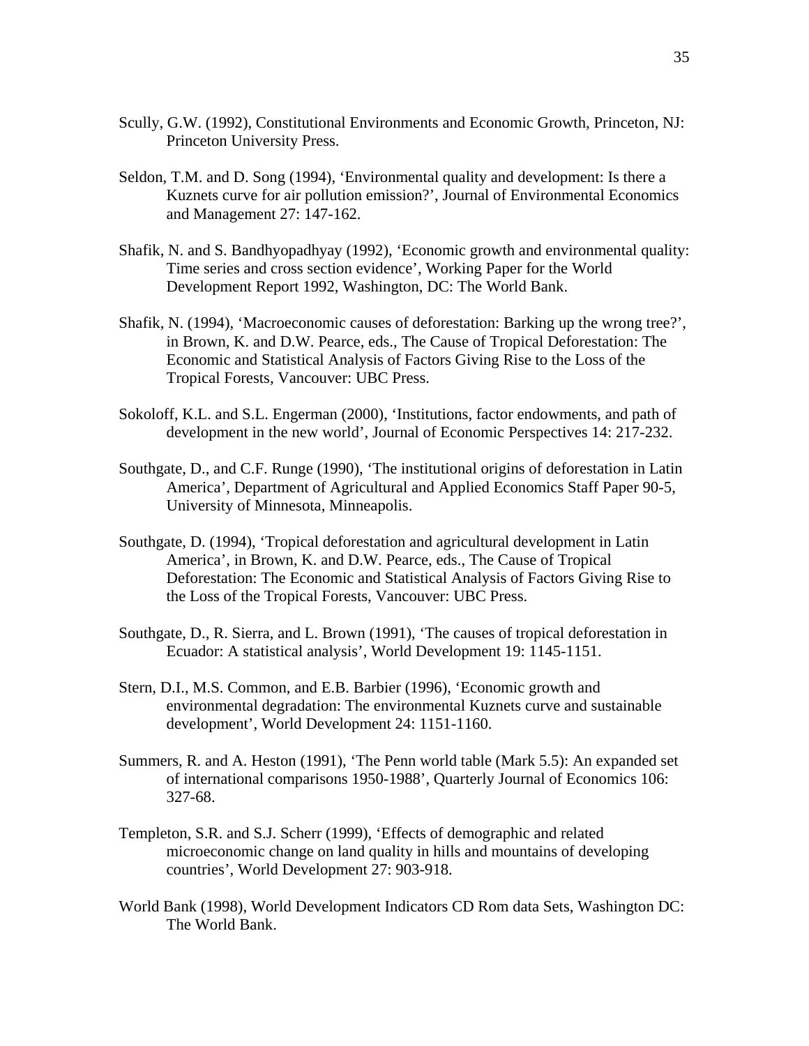Scully, G.W. (1992), Constitutional Environments and Economic Growth, Princeton, NJ: Princeton University Press.

Seldon, T.M. and D. Song (1994), 'Environmental quality and development: Is there a Kuznets curve for air pollution emission?', Journal of Environmental Economics and Management 27: 147-162.

Shafik, N. and S. Bandhyopadhyay (1992), 'Economic growth and environmental quality: Time series and cross section evidence', Working Paper for the World Development Report 1992, Washington, DC: The World Bank.

Shafik, N. (1994), 'Macroeconomic causes of deforestation: Barking up the wrong tree?', in Brown, K. and D.W. Pearce, eds., The Cause of Tropical Deforestation: The Economic and Statistical Analysis of Factors Giving Rise to the Loss of the Tropical Forests, Vancouver: UBC Press.

Sokoloff, K.L. and S.L. Engerman (2000), 'Institutions, factor endowments, and path of development in the new world', Journal of Economic Perspectives 14: 217-232.

Southgate, D., and C.F. Runge (1990), 'The institutional origins of deforestation in Latin America', Department of Agricultural and Applied Economics Staff Paper 90-5, University of Minnesota, Minneapolis.

Southgate, D. (1994), 'Tropical deforestation and agricultural development in Latin America', in Brown, K. and D.W. Pearce, eds., The Cause of Tropical Deforestation: The Economic and Statistical Analysis of Factors Giving Rise to the Loss of the Tropical Forests, Vancouver: UBC Press.

Southgate, D., R. Sierra, and L. Brown (1991), 'The causes of tropical deforestation in Ecuador: A statistical analysis', World Development 19: 1145-1151.

Stern, D.I., M.S. Common, and E.B. Barbier (1996), 'Economic growth and environmental degradation: The environmental Kuznets curve and sustainable development', World Development 24: 1151-1160.

Summers, R. and A. Heston (1991), 'The Penn world table (Mark 5.5): An expanded set of international comparisons 1950-1988', Quarterly Journal of Economics 106: 327-68.

Templeton, S.R. and S.J. Scherr (1999), 'Effects of demographic and related microeconomic change on land quality in hills and mountains of developing countries', World Development 27: 903-918.

World Bank (1998), World Development Indicators CD Rom data Sets, Washington DC: The World Bank.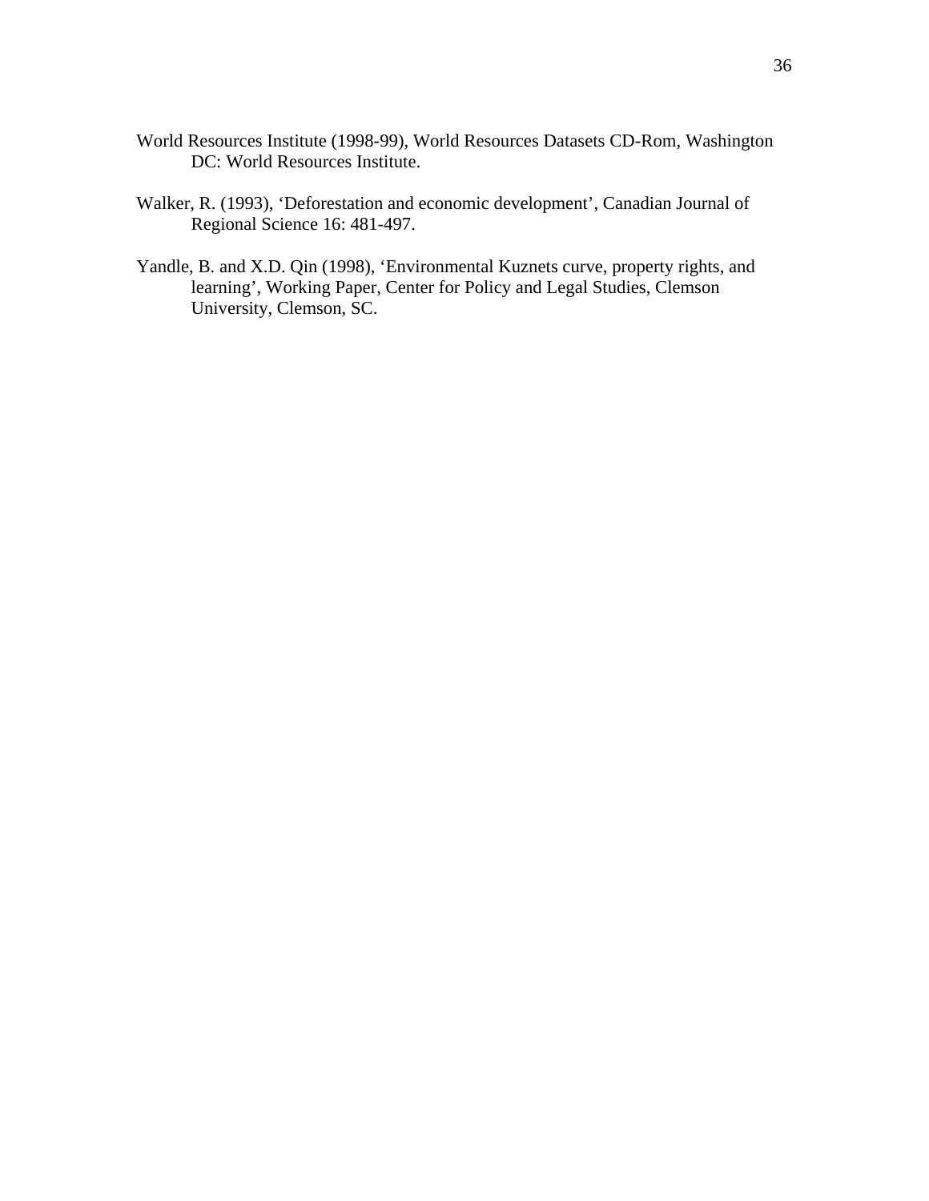World Resources Institute (1998-99), World Resources Datasets CD-Rom, Washington DC: World Resources Institute.

Walker, R. (1993), 'Deforestation and economic development', Canadian Journal of Regional Science 16: 481-497.

Yandle, B. and X.D. Qin (1998), 'Environmental Kuznets curve, property rights, and learning', Working Paper, Center for Policy and Legal Studies, Clemson University, Clemson, SC.